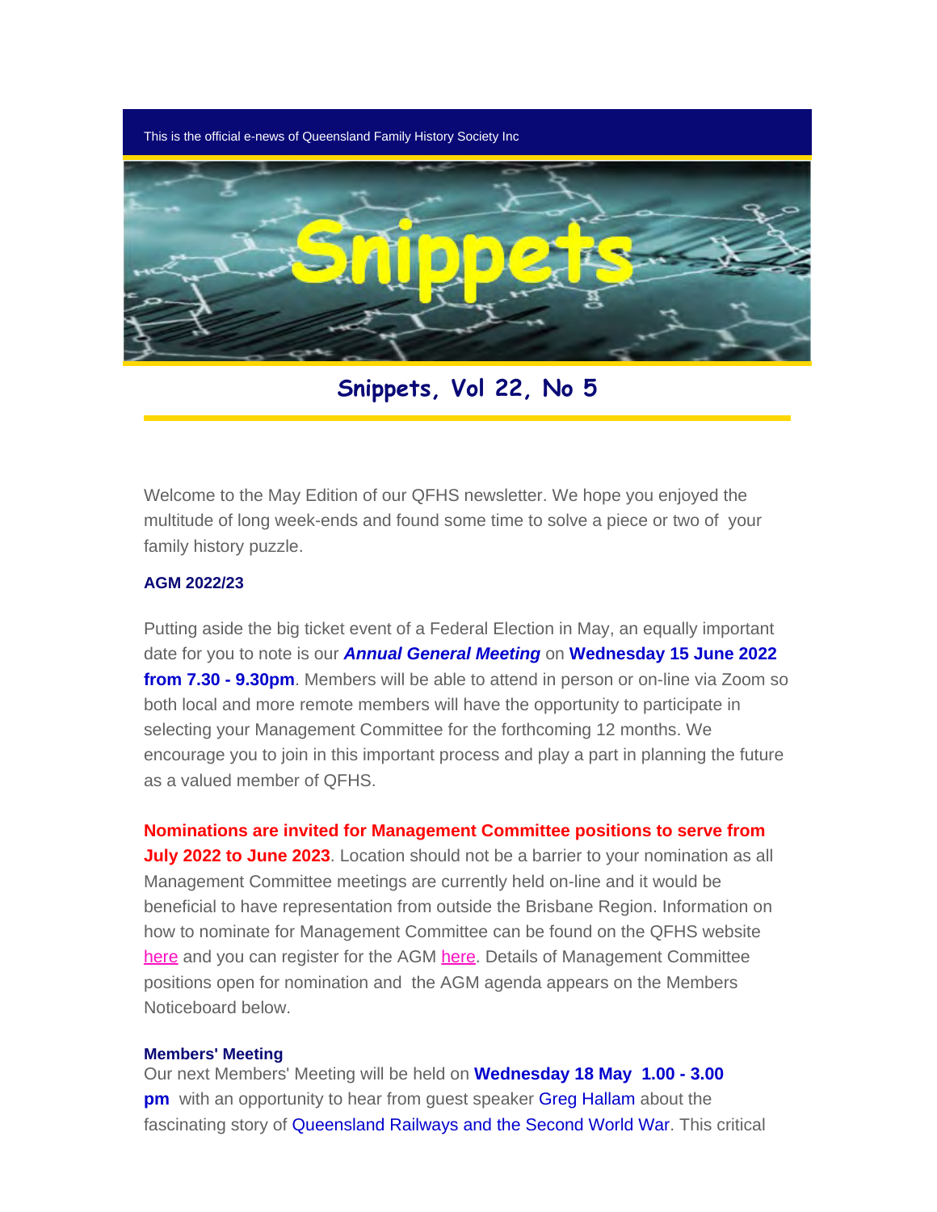This is the official e-news of Queensland Family History Society Inc

# Snippets

## Snippets, Vol 22, No 5

Welcome to the May Edition of our QFHS newsletter. We hope you enjoyed the multitude of long week-ends and found some time to solve a piece or two of your family history puzzle.

### AGM 2022/23

Putting aside the big ticket event of a Federal Election in May, an equally important date for you to note is our ***Annual General Meeting*** on **Wednesday 15 June 2022 from 7.30 - 9.30pm**. Members will be able to attend in person or on-line via Zoom so both local and more remote members will have the opportunity to participate in selecting your Management Committee for the forthcoming 12 months. We encourage you to join in this important process and play a part in planning the future as a valued member of QFHS.

**Nominations are invited for Management Committee positions to serve from July 2022 to June 2023**. Location should not be a barrier to your nomination as all Management Committee meetings are currently held on-line and it would be beneficial to have representation from outside the Brisbane Region. Information on how to nominate for Management Committee can be found on the QFHS website here and you can register for the AGM here. Details of Management Committee positions open for nomination and the AGM agenda appears on the Members Noticeboard below.

### Members' Meeting

Our next Members' Meeting will be held on **Wednesday 18 May 1.00 - 3.00 pm** with an opportunity to hear from guest speaker Greg Hallam about the fascinating story of Queensland Railways and the Second World War. This critical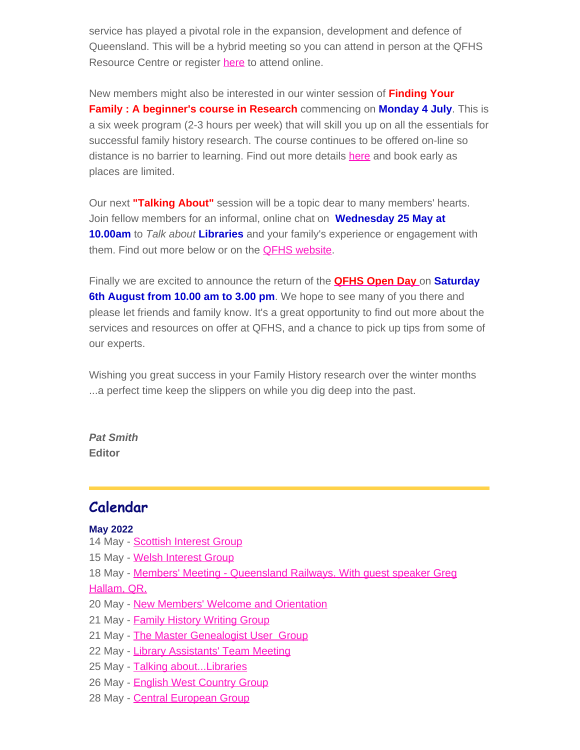service has played a pivotal role in the expansion, development and defence of Queensland. This will be a hybrid meeting so you can attend in person at the QFHS Resource Centre or register here to attend online.

New members might also be interested in our winter session of **Finding Your Family : A beginner's course in Research** commencing on **Monday 4 July**. This is a six week program (2-3 hours per week) that will skill you up on all the essentials for successful family history research. The course continues to be offered on-line so distance is no barrier to learning. Find out more details here and book early as places are limited.

Our next **"Talking About"** session will be a topic dear to many members' hearts. Join fellow members for an informal, online chat on **Wednesday 25 May at 10.00am** to *Talk about* **Libraries** and your family's experience or engagement with them. Find out more below or on the QFHS website.

Finally we are excited to announce the return of the **QFHS Open Day** on **Saturday 6th August from 10.00 am to 3.00 pm**. We hope to see many of you there and please let friends and family know. It's a great opportunity to find out more about the services and resources on offer at QFHS, and a chance to pick up tips from some of our experts.

Wishing you great success in your Family History research over the winter months ...a perfect time keep the slippers on while you dig deep into the past.

***Pat Smith***
**Editor**

## Calendar

**May 2022**
14 May - Scottish Interest Group
15 May - Welsh Interest Group
18 May - Members' Meeting - Queensland Railways. With guest speaker Greg Hallam, QR.
20 May - New Members' Welcome and Orientation
21 May - Family History Writing Group
21 May - The Master Genealogist User Group
22 May - Library Assistants' Team Meeting
25 May - Talking about...Libraries
26 May - English West Country Group
28 May - Central European Group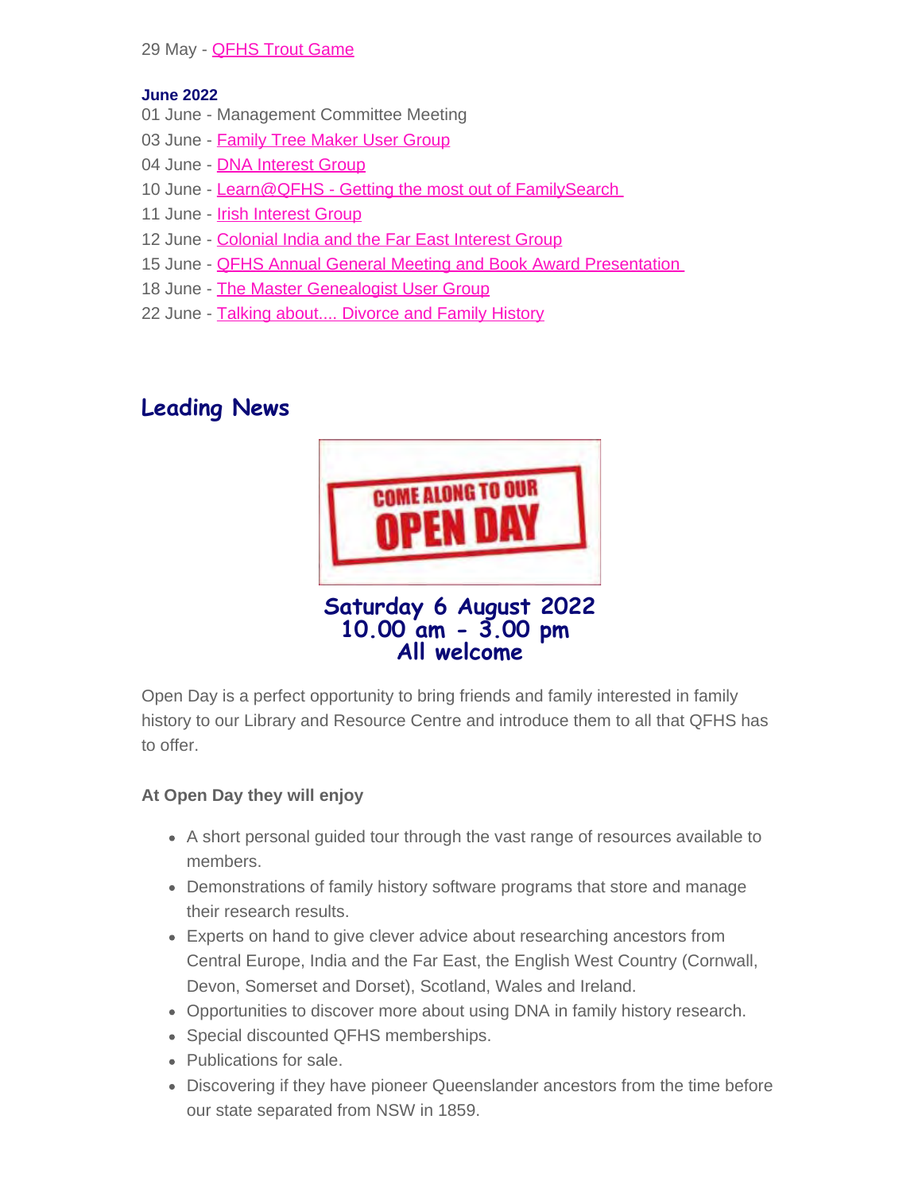29 May - QFHS Trout Game

**June 2022**

01 June - Management Committee Meeting
03 June - Family Tree Maker User Group
04 June - DNA Interest Group
10 June - Learn@QFHS - Getting the most out of FamilySearch
11 June - Irish Interest Group
12 June - Colonial India and the Far East Interest Group
15 June - QFHS Annual General Meeting and Book Award Presentation
18 June - The Master Genealogist User Group
22 June - Talking about.... Divorce and Family History

## Leading News

COME ALONG TO OUR OPEN DAY

**Saturday 6 August 2022**
**10.00 am - 3.00 pm**
**All welcome**

Open Day is a perfect opportunity to bring friends and family interested in family history to our Library and Resource Centre and introduce them to all that QFHS has to offer.

**At Open Day they will enjoy**

- A short personal guided tour through the vast range of resources available to members.
- Demonstrations of family history software programs that store and manage their research results.
- Experts on hand to give clever advice about researching ancestors from Central Europe, India and the Far East, the English West Country (Cornwall, Devon, Somerset and Dorset), Scotland, Wales and Ireland.
- Opportunities to discover more about using DNA in family history research.
- Special discounted QFHS memberships.
- Publications for sale.
- Discovering if they have pioneer Queenslander ancestors from the time before our state separated from NSW in 1859.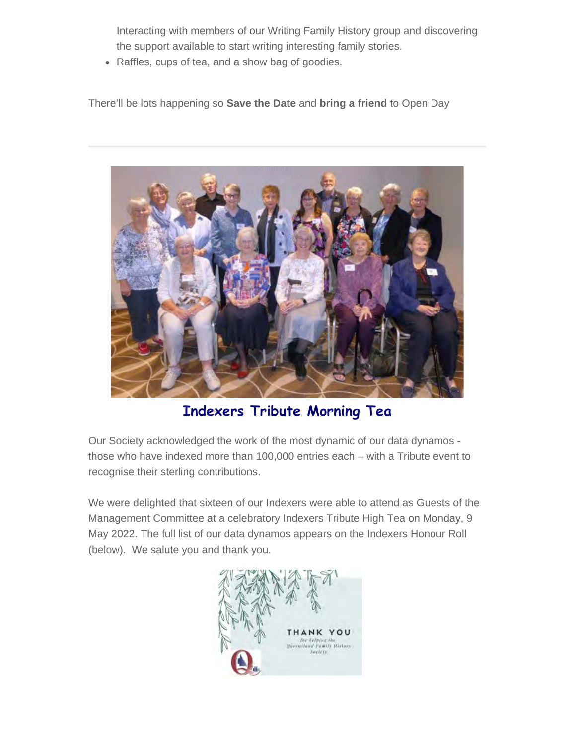Interacting with members of our Writing Family History group and discovering the support available to start writing interesting family stories.

- Raffles, cups of tea, and a show bag of goodies.

There'll be lots happening so **Save the Date** and **bring a friend** to Open Day

---

## Indexers Tribute Morning Tea

Our Society acknowledged the work of the most dynamic of our data dynamos - those who have indexed more than 100,000 entries each – with a Tribute event to recognise their sterling contributions.

We were delighted that sixteen of our Indexers were able to attend as Guests of the Management Committee at a celebratory Indexers Tribute High Tea on Monday, 9 May 2022. The full list of our data dynamos appears on the Indexers Honour Roll (below). We salute you and thank you.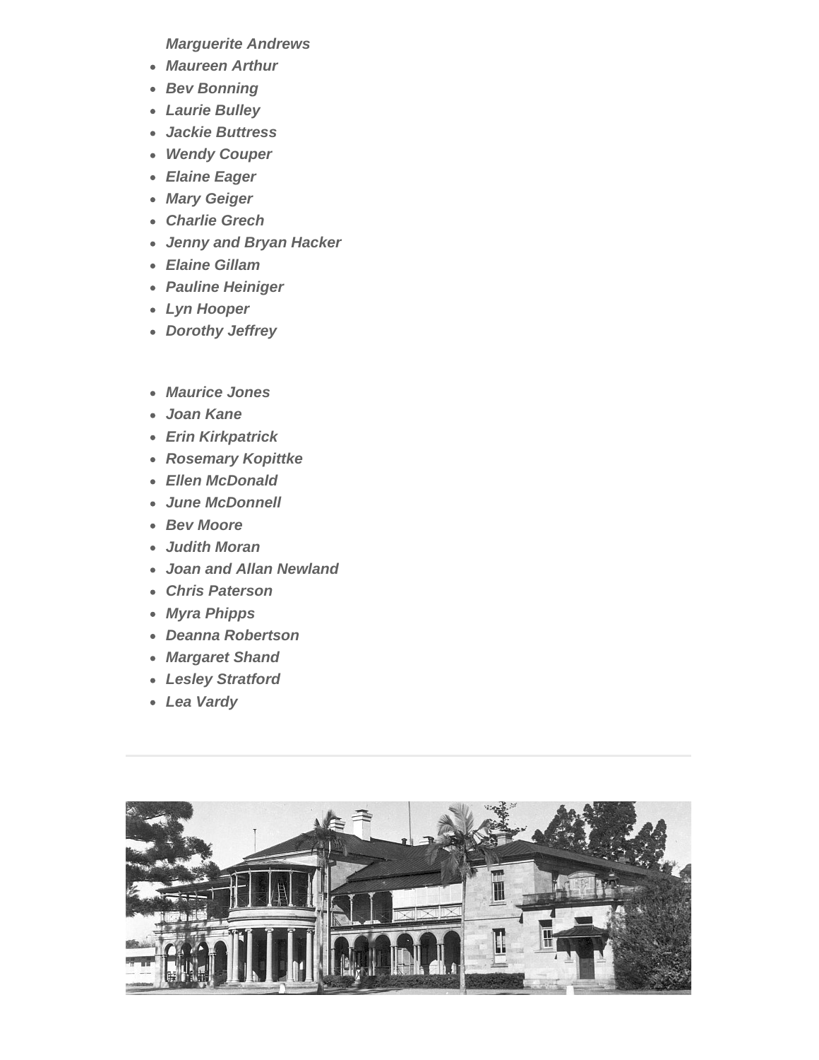*Marguerite Andrews*

- ***Maureen Arthur***
- ***Bev Bonning***
- ***Laurie Bulley***
- ***Jackie Buttress***
- ***Wendy Couper***
- ***Elaine Eager***
- ***Mary Geiger***
- ***Charlie Grech***
- ***Jenny and Bryan Hacker***
- ***Elaine Gillam***
- ***Pauline Heiniger***
- ***Lyn Hooper***
- ***Dorothy Jeffrey***

- ***Maurice Jones***
- ***Joan Kane***
- ***Erin Kirkpatrick***
- ***Rosemary Kopittke***
- ***Ellen McDonald***
- ***June McDonnell***
- ***Bev Moore***
- ***Judith Moran***
- ***Joan and Allan Newland***
- ***Chris Paterson***
- ***Myra Phipps***
- ***Deanna Robertson***
- ***Margaret Shand***
- ***Lesley Stratford***
- ***Lea Vardy***

---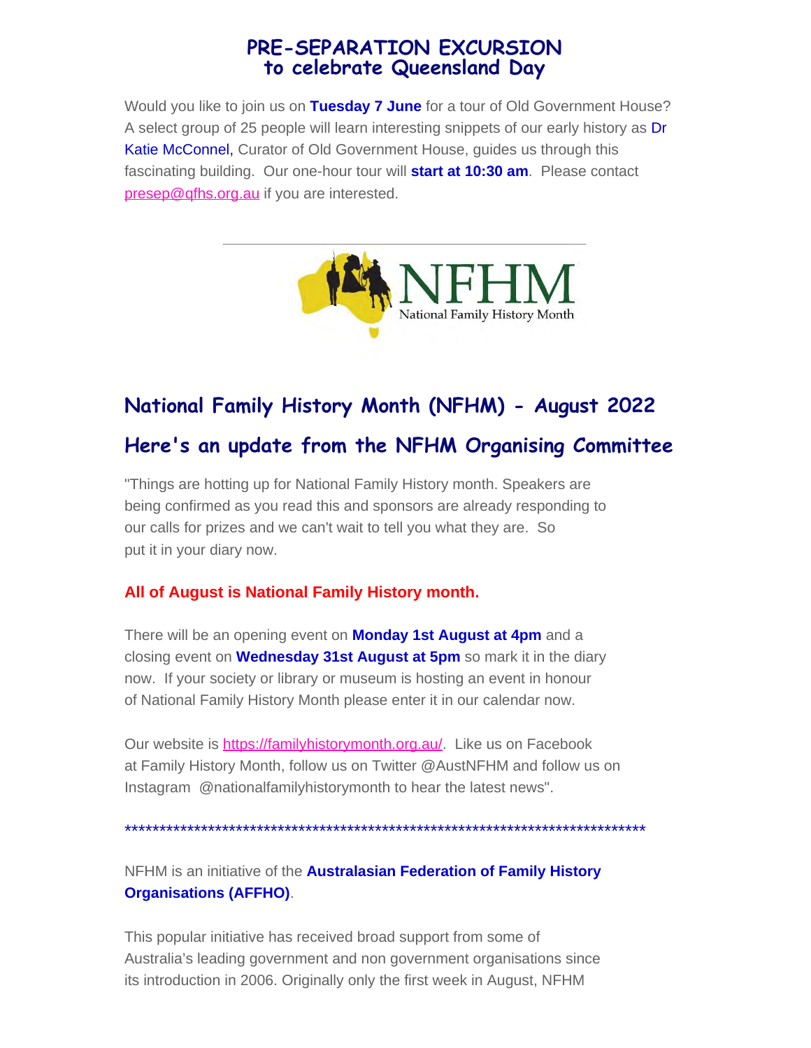## PRE-SEPARATION EXCURSION to celebrate Queensland Day

Would you like to join us on **Tuesday 7 June** for a tour of Old Government House? A select group of 25 people will learn interesting snippets of our early history as Dr Katie McConnel, Curator of Old Government House, guides us through this fascinating building. Our one-hour tour will **start at 10:30 am**. Please contact presep@qfhs.org.au if you are interested.

---

NFHM National Family History Month

## National Family History Month (NFHM) - August 2022

## Here's an update from the NFHM Organising Committee

"Things are hotting up for National Family History month. Speakers are being confirmed as you read this and sponsors are already responding to our calls for prizes and we can't wait to tell you what they are. So put it in your diary now.

**All of August is National Family History month.**

There will be an opening event on **Monday 1st August at 4pm** and a closing event on **Wednesday 31st August at 5pm** so mark it in the diary now. If your society or library or museum is hosting an event in honour of National Family History Month please enter it in our calendar now.

Our website is https://familyhistorymonth.org.au/. Like us on Facebook at Family History Month, follow us on Twitter @AustNFHM and follow us on Instagram @nationalfamilyhistorymonth to hear the latest news".

*****************************************************************************

NFHM is an initiative of the **Australasian Federation of Family History Organisations (AFFHO)**.

This popular initiative has received broad support from some of Australia's leading government and non government organisations since its introduction in 2006. Originally only the first week in August, NFHM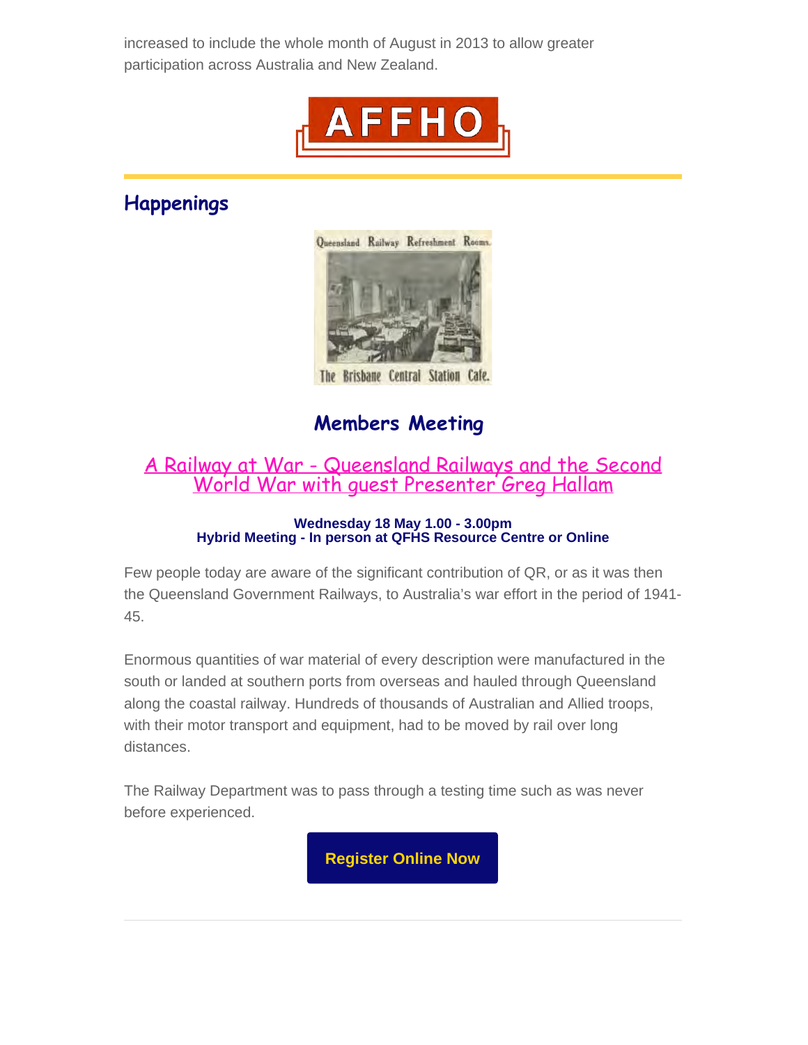increased to include the whole month of August in 2013 to allow greater participation across Australia and New Zealand.

AFFHO

## Happenings

Queensland Railway Refreshment Rooms.

The Brisbane Central Station Cafe.

### Members Meeting

#### A Railway at War - Queensland Railways and the Second World War with guest Presenter Greg Hallam

**Wednesday 18 May 1.00 - 3.00pm**
**Hybrid Meeting - In person at QFHS Resource Centre or Online**

Few people today are aware of the significant contribution of QR, or as it was then the Queensland Government Railways, to Australia's war effort in the period of 1941-45.

Enormous quantities of war material of every description were manufactured in the south or landed at southern ports from overseas and hauled through Queensland along the coastal railway. Hundreds of thousands of Australian and Allied troops, with their motor transport and equipment, had to be moved by rail over long distances.

The Railway Department was to pass through a testing time such as was never before experienced.

**Register Online Now**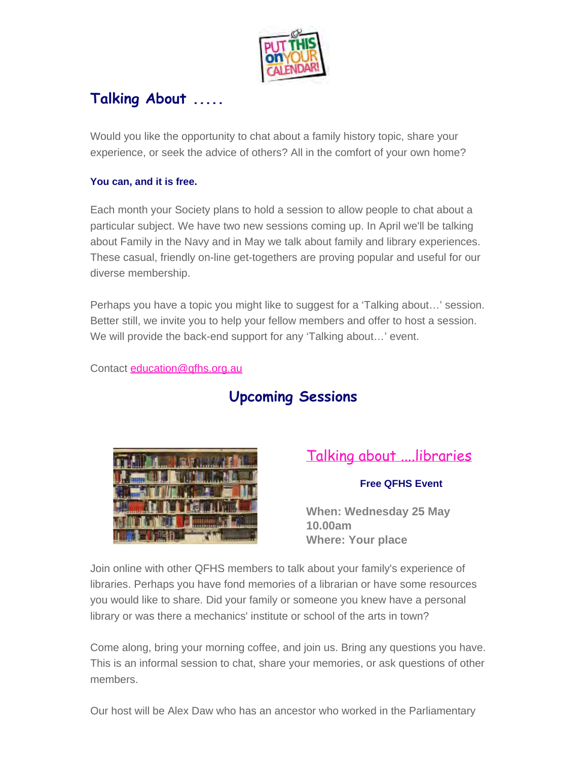## Talking About .....

Would you like the opportunity to chat about a family history topic, share your experience, or seek the advice of others? All in the comfort of your own home?

**You can, and it is free.**

Each month your Society plans to hold a session to allow people to chat about a particular subject. We have two new sessions coming up. In April we'll be talking about Family in the Navy and in May we talk about family and library experiences. These casual, friendly on-line get-togethers are proving popular and useful for our diverse membership.

Perhaps you have a topic you might like to suggest for a 'Talking about…' session. Better still, we invite you to help your fellow members and offer to host a session. We will provide the back-end support for any 'Talking about…' event.

Contact [education@qfhs.org.au](mailto:education@qfhs.org.au)

## Upcoming Sessions

### Talking about ....libraries

**Free QFHS Event**

**When: Wednesday 25 May 10.00am**
**Where: Your place**

Join online with other QFHS members to talk about your family's experience of libraries. Perhaps you have fond memories of a librarian or have some resources you would like to share. Did your family or someone you knew have a personal library or was there a mechanics' institute or school of the arts in town?

Come along, bring your morning coffee, and join us. Bring any questions you have. This is an informal session to chat, share your memories, or ask questions of other members.

Our host will be Alex Daw who has an ancestor who worked in the Parliamentary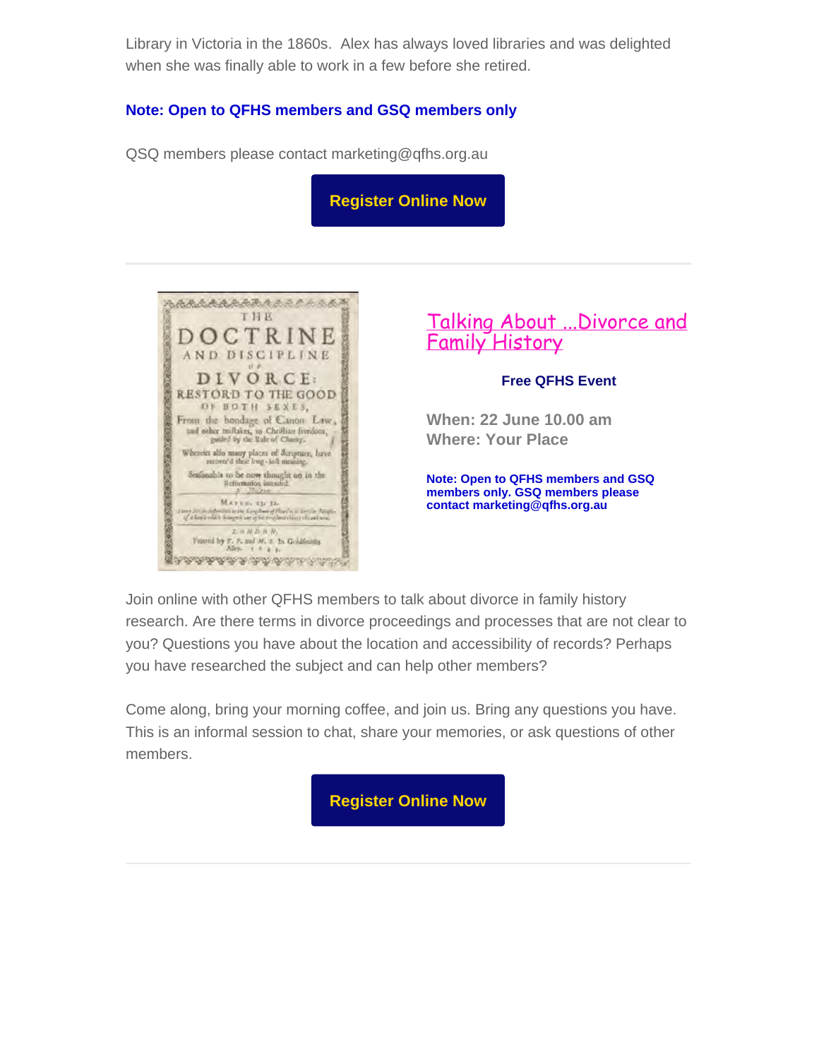Library in Victoria in the 1860s.  Alex has always loved libraries and was delighted when she was finally able to work in a few before she retired.

**Note: Open to QFHS members and GSQ members only**

QSQ members please contact marketing@qfhs.org.au

**Register Online Now**

---

## Talking About ...Divorce and Family History

**Free QFHS Event**

**When: 22 June 10.00 am**
**Where: Your Place**

**Note: Open to QFHS members and GSQ members only. GSQ members please contact marketing@qfhs.org.au**

Join online with other QFHS members to talk about divorce in family history research. Are there terms in divorce proceedings and processes that are not clear to you? Questions you have about the location and accessibility of records? Perhaps you have researched the subject and can help other members?

Come along, bring your morning coffee, and join us. Bring any questions you have. This is an informal session to chat, share your memories, or ask questions of other members.

**Register Online Now**

---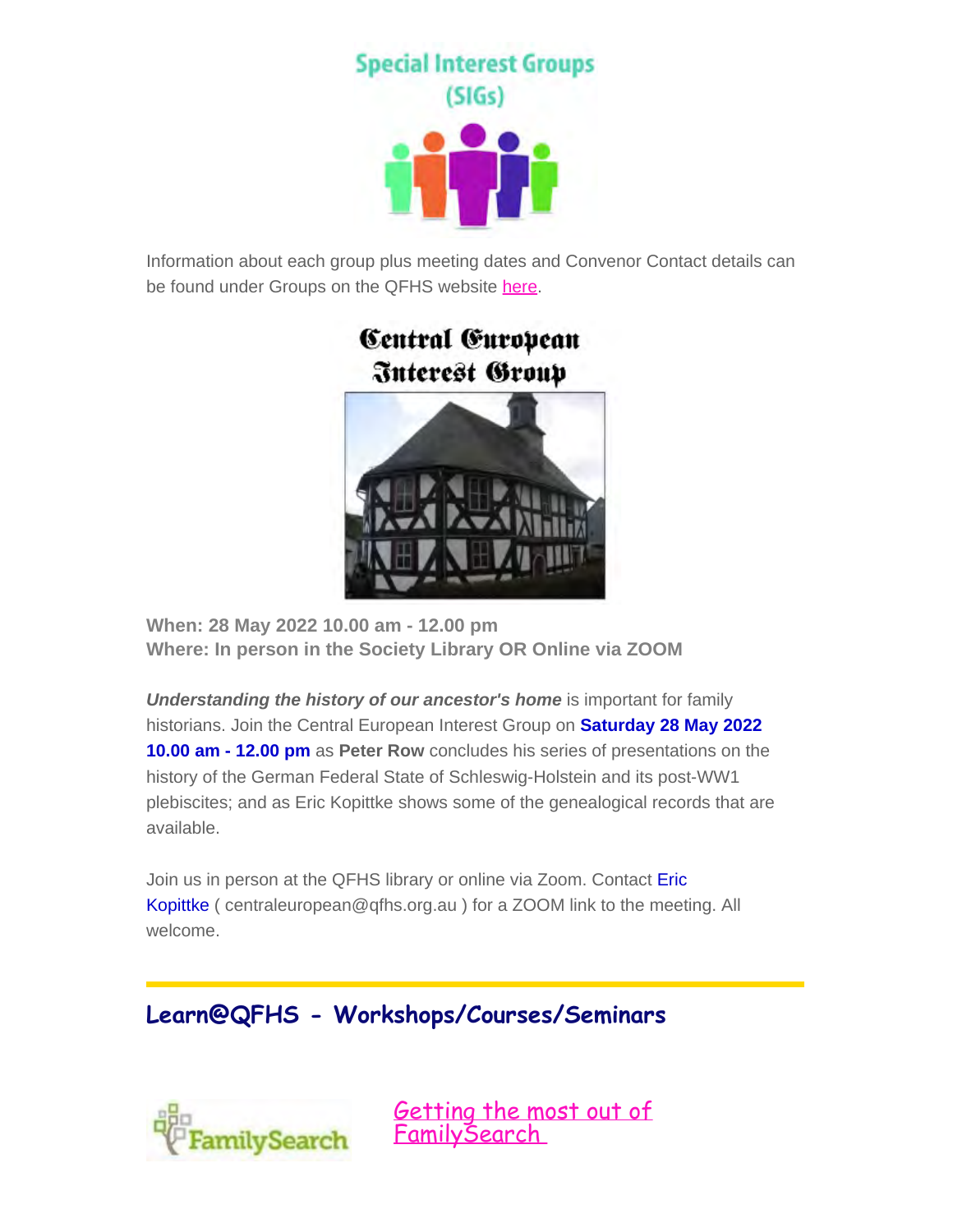## Special Interest Groups (SIGs)

Information about each group plus meeting dates and Convenor Contact details can be found under Groups on the QFHS website here.

## Central European Interest Group

**When: 28 May 2022 10.00 am - 12.00 pm**
**Where: In person in the Society Library OR Online via ZOOM**

***Understanding the history of our ancestor's home*** is important for family historians. Join the Central European Interest Group on **Saturday 28 May 2022 10.00 am - 12.00 pm** as **Peter Row** concludes his series of presentations on the history of the German Federal State of Schleswig-Holstein and its post-WW1 plebiscites; and as Eric Kopittke shows some of the genealogical records that are available.

Join us in person at the QFHS library or online via Zoom. Contact Eric Kopittke ( centraleuropean@qfhs.org.au ) for a ZOOM link to the meeting. All welcome.

## Learn@QFHS - Workshops/Courses/Seminars

FamilySearch

Getting the most out of FamilySearch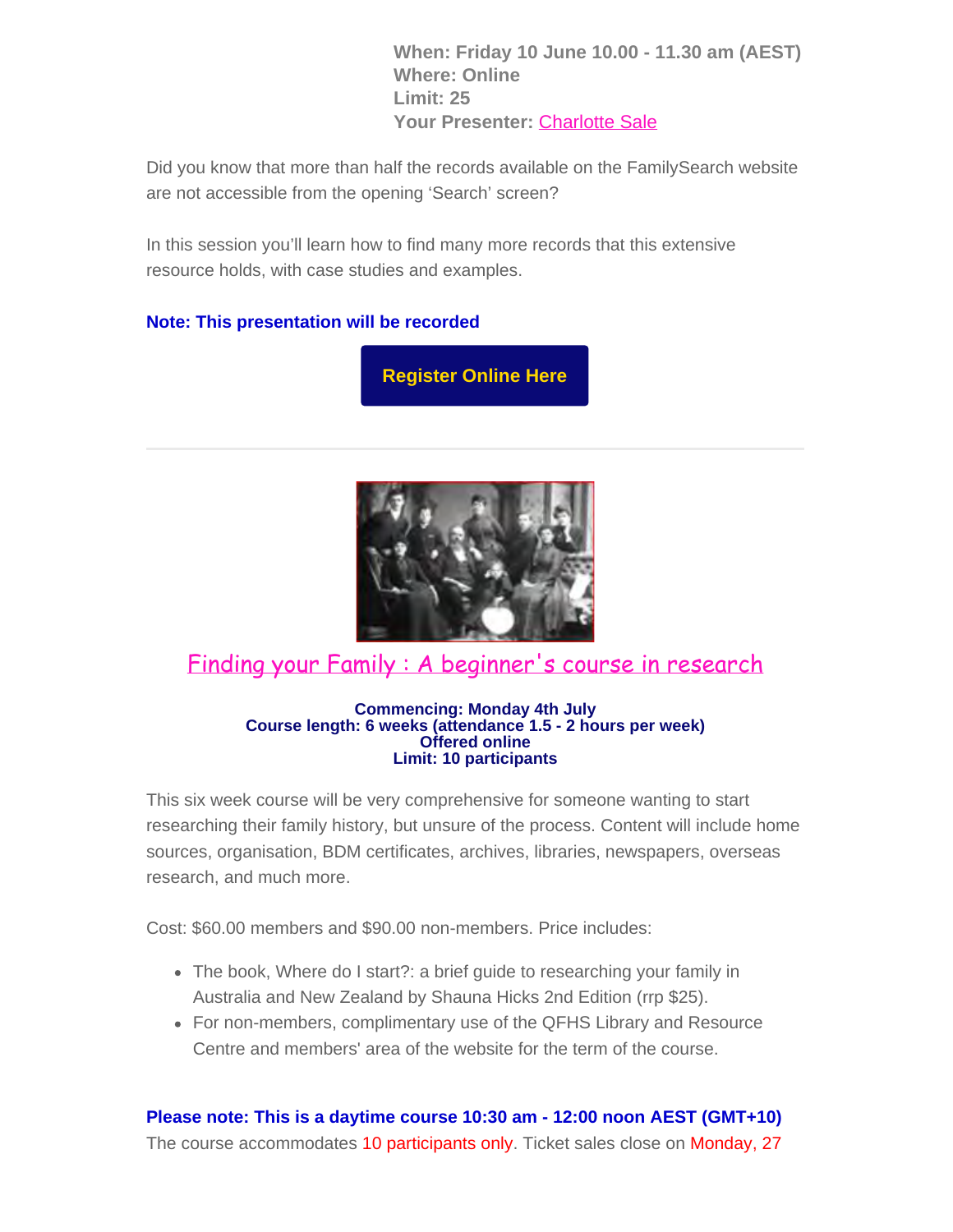**When: Friday 10 June 10.00 - 11.30 am (AEST)**
**Where: Online**
**Limit: 25**
**Your Presenter:** Charlotte Sale

Did you know that more than half the records available on the FamilySearch website are not accessible from the opening 'Search' screen?

In this session you'll learn how to find many more records that this extensive resource holds, with case studies and examples.

**Note: This presentation will be recorded**

**Register Online Here**

---

## Finding your Family : A beginner's course in research

**Commencing: Monday 4th July**
**Course length: 6 weeks (attendance 1.5 - 2 hours per week)**
**Offered online**
**Limit: 10 participants**

This six week course will be very comprehensive for someone wanting to start researching their family history, but unsure of the process. Content will include home sources, organisation, BDM certificates, archives, libraries, newspapers, overseas research, and much more.

Cost: $60.00 members and $90.00 non-members. Price includes:

- The book, Where do I start?: a brief guide to researching your family in Australia and New Zealand by Shauna Hicks 2nd Edition (rrp $25).
- For non-members, complimentary use of the QFHS Library and Resource Centre and members' area of the website for the term of the course.

**Please note: This is a daytime course 10:30 am - 12:00 noon AEST (GMT+10)**
The course accommodates 10 participants only. Ticket sales close on Monday, 27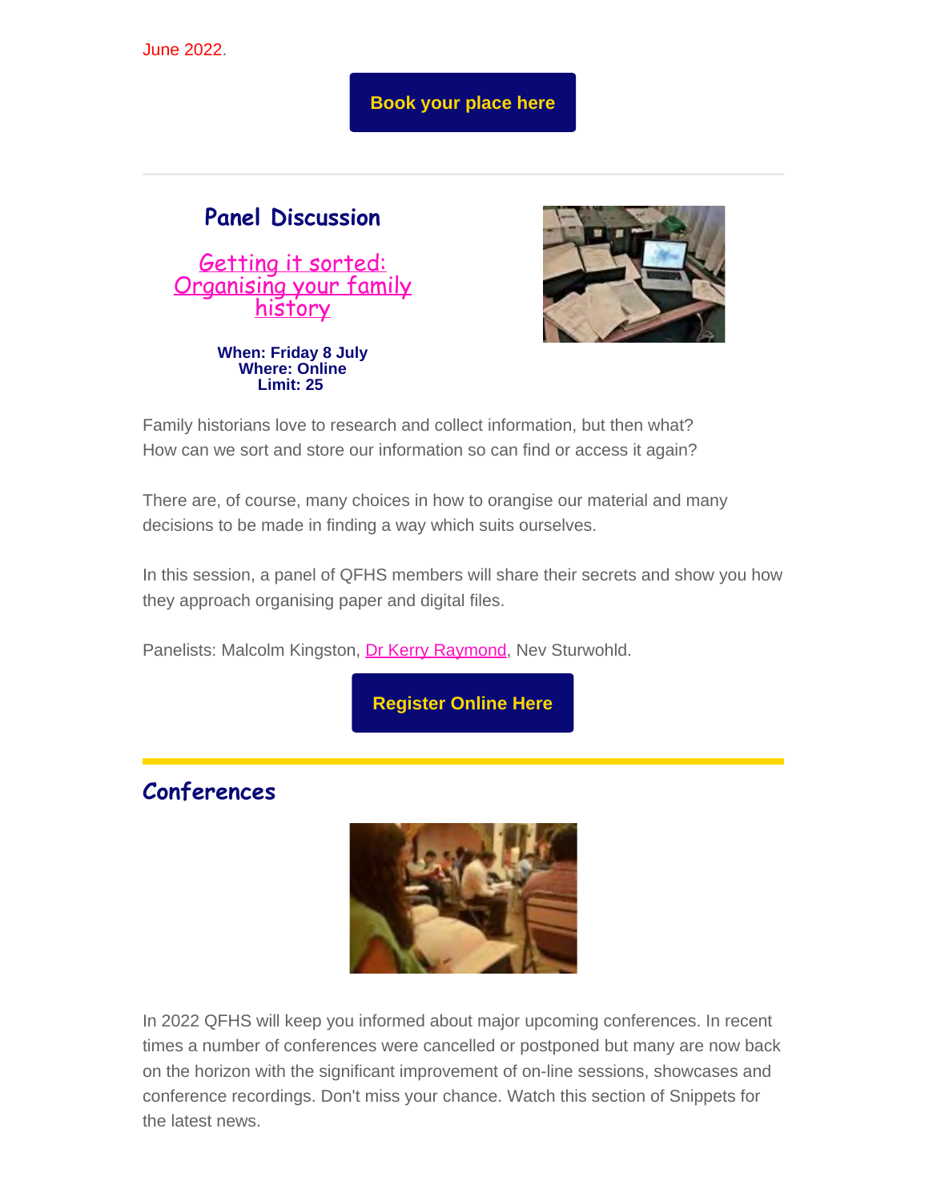June 2022.

**Book your place here**

---

## Panel Discussion

### Getting it sorted: Organising your family history

**When: Friday 8 July**
**Where: Online**
**Limit: 25**

Family historians love to research and collect information, but then what? How can we sort and store our information so can find or access it again?

There are, of course, many choices in how to orangise our material and many decisions to be made in finding a way which suits ourselves.

In this session, a panel of QFHS members will share their secrets and show you how they approach organising paper and digital files.

Panelists: Malcolm Kingston, Dr Kerry Raymond, Nev Sturwohld.

**Register Online Here**

---

## Conferences

In 2022 QFHS will keep you informed about major upcoming conferences. In recent times a number of conferences were cancelled or postponed but many are now back on the horizon with the significant improvement of on-line sessions, showcases and conference recordings. Don't miss your chance. Watch this section of Snippets for the latest news.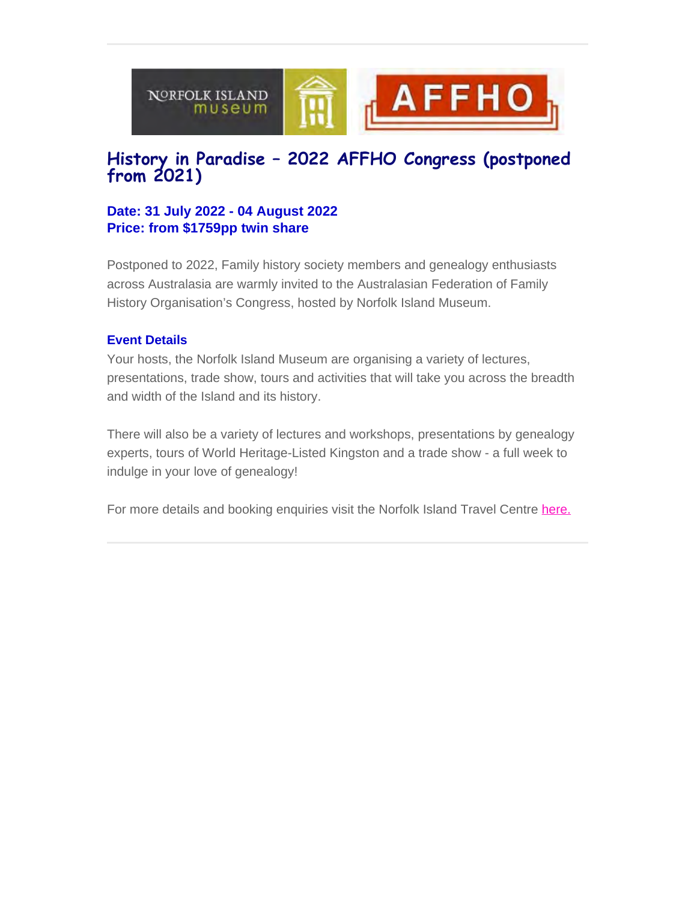## History in Paradise – 2022 AFFHO Congress (postponed from 2021)

**Date: 31 July 2022 - 04 August 2022**
**Price: from $1759pp twin share**

Postponed to 2022, Family history society members and genealogy enthusiasts across Australasia are warmly invited to the Australasian Federation of Family History Organisation's Congress, hosted by Norfolk Island Museum.

**Event Details**

Your hosts, the Norfolk Island Museum are organising a variety of lectures, presentations, trade show, tours and activities that will take you across the breadth and width of the Island and its history.

There will also be a variety of lectures and workshops, presentations by genealogy experts, tours of World Heritage-Listed Kingston and a trade show - a full week to indulge in your love of genealogy!

For more details and booking enquiries visit the Norfolk Island Travel Centre here.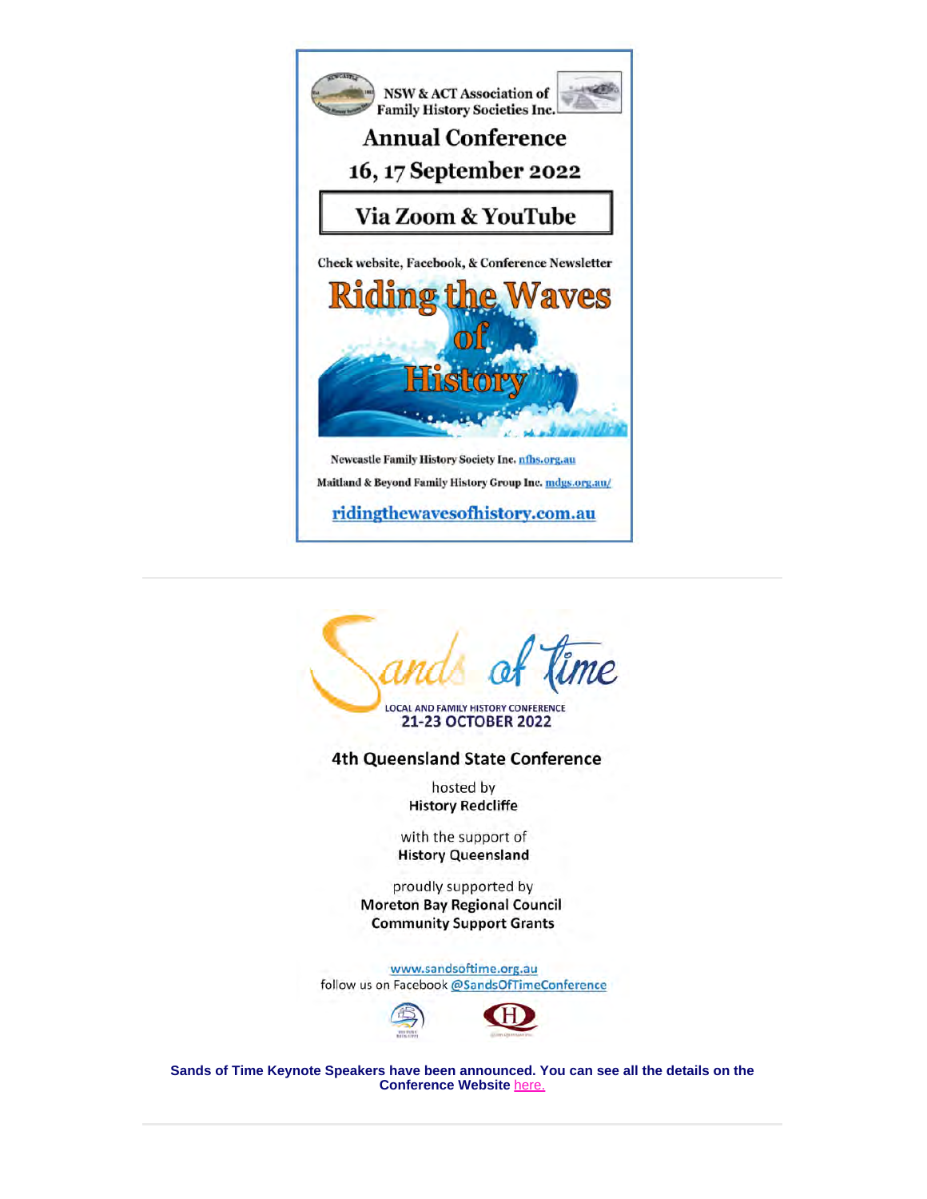NSW & ACT Association of Family History Societies Inc.

## Annual Conference

## 16, 17 September 2022

### Via Zoom & YouTube

Check website, Facebook, & Conference Newsletter

# Riding the Waves of History

Newcastle Family History Society Inc. nfhs.org.au

Maitland & Beyond Family History Group Inc. mdgs.org.au/

ridingthewavesofhistory.com.au

---

# Sands of Time

LOCAL AND FAMILY HISTORY CONFERENCE

**21-23 OCTOBER 2022**

### 4th Queensland State Conference

hosted by
**History Redcliffe**

with the support of
**History Queensland**

proudly supported by
**Moreton Bay Regional Council Community Support Grants**

www.sandsoftime.org.au
follow us on Facebook @SandsOfTimeConference

**Sands of Time Keynote Speakers have been announced. You can see all the details on the Conference Website** here.

---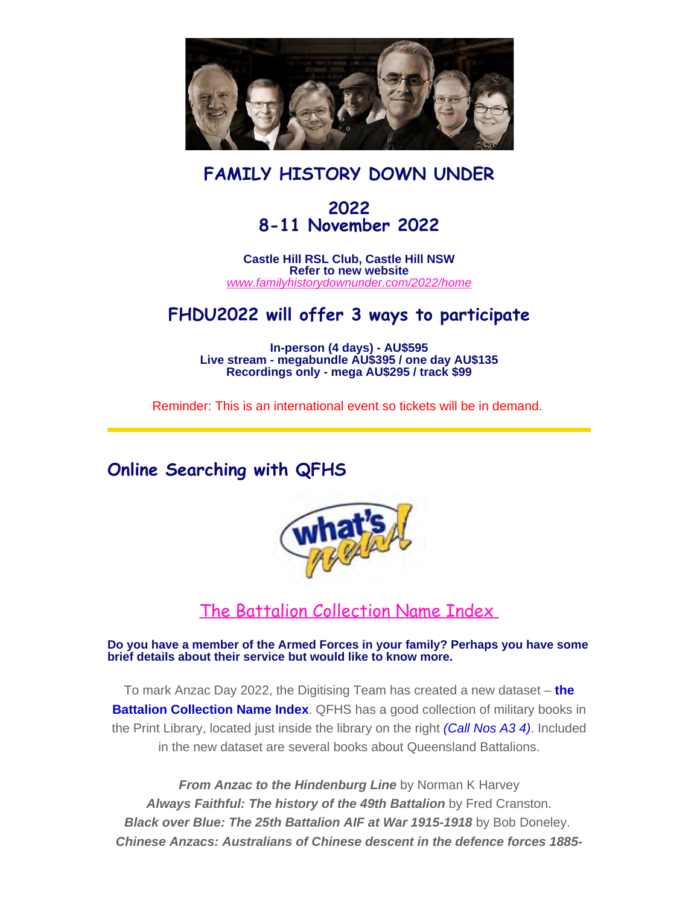## FAMILY HISTORY DOWN UNDER

### 2022
### 8-11 November 2022

**Castle Hill RSL Club, Castle Hill NSW**
**Refer to new website**
*www.familyhistorydownunder.com/2022/home*

## FHDU2022 will offer 3 ways to participate

**In-person (4 days) - AU$595**
**Live stream - megabundle AU$395 / one day AU$135**
**Recordings only - mega AU$295 / track $99**

Reminder: This is an international event so tickets will be in demand.

---

## Online Searching with QFHS

### The Battalion Collection Name Index

**Do you have a member of the Armed Forces in your family? Perhaps you have some brief details about their service but would like to know more.**

To mark Anzac Day 2022, the Digitising Team has created a new dataset – **the Battalion Collection Name Index**. QFHS has a good collection of military books in the Print Library, located just inside the library on the right *(Call Nos A3 4)*. Included in the new dataset are several books about Queensland Battalions.

***From Anzac to the Hindenburg Line*** by Norman K Harvey
***Always Faithful: The history of the 49th Battalion*** by Fred Cranston.
***Black over Blue: The 25th Battalion AIF at War 1915-1918*** by Bob Doneley.
***Chinese Anzacs: Australians of Chinese descent in the defence forces 1885-***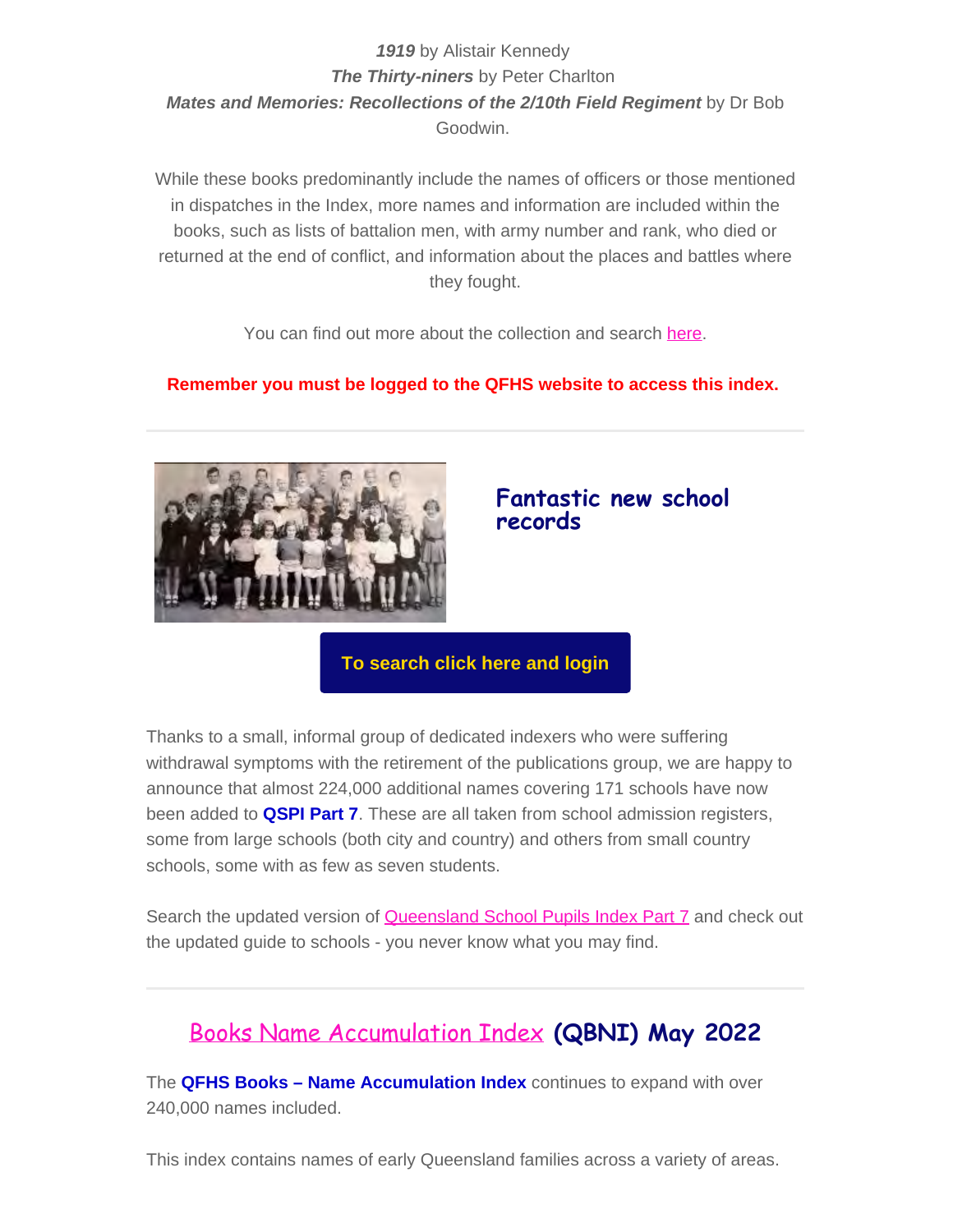***1919*** by Alistair Kennedy
***The Thirty-niners*** by Peter Charlton
***Mates and Memories: Recollections of the 2/10th Field Regiment*** by Dr Bob Goodwin.

While these books predominantly include the names of officers or those mentioned in dispatches in the Index, more names and information are included within the books, such as lists of battalion men, with army number and rank, who died or returned at the end of conflict, and information about the places and battles where they fought.

You can find out more about the collection and search here.

**Remember you must be logged to the QFHS website to access this index.**

---

## Fantastic new school records

**To search click here and login**

Thanks to a small, informal group of dedicated indexers who were suffering withdrawal symptoms with the retirement of the publications group, we are happy to announce that almost 224,000 additional names covering 171 schools have now been added to **QSPI Part 7**. These are all taken from school admission registers, some from large schools (both city and country) and others from small country schools, some with as few as seven students.

Search the updated version of Queensland School Pupils Index Part 7 and check out the updated guide to schools - you never know what you may find.

---

## Books Name Accumulation Index (QBNI) May 2022

The **QFHS Books – Name Accumulation Index** continues to expand with over 240,000 names included.

This index contains names of early Queensland families across a variety of areas.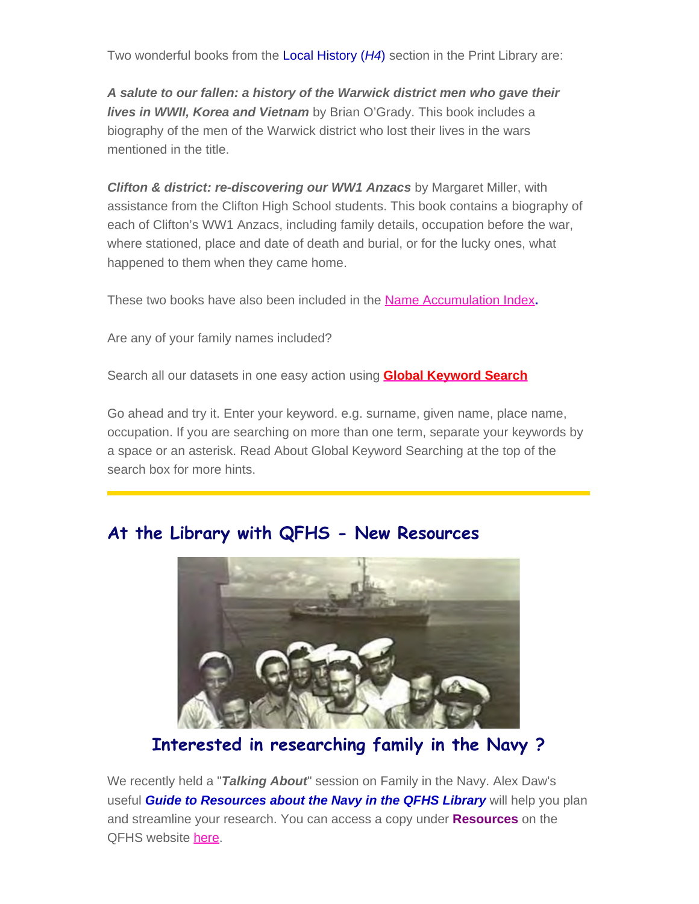Two wonderful books from the Local History (*H4*) section in the Print Library are:

***A salute to our fallen: a history of the Warwick district men who gave their lives in WWII, Korea and Vietnam*** by Brian O'Grady. This book includes a biography of the men of the Warwick district who lost their lives in the wars mentioned in the title.

***Clifton & district: re-discovering our WW1 Anzacs*** by Margaret Miller, with assistance from the Clifton High School students. This book contains a biography of each of Clifton's WW1 Anzacs, including family details, occupation before the war, where stationed, place and date of death and burial, or for the lucky ones, what happened to them when they came home.

These two books have also been included in the Name Accumulation Index.

Are any of your family names included?

Search all our datasets in one easy action using **Global Keyword Search**

Go ahead and try it. Enter your keyword. e.g. surname, given name, place name, occupation. If you are searching on more than one term, separate your keywords by a space or an asterisk. Read About Global Keyword Searching at the top of the search box for more hints.

## At the Library with QFHS - New Resources

### Interested in researching family in the Navy ?

We recently held a "***Talking About***" session on Family in the Navy. Alex Daw's useful ***Guide to Resources about the Navy in the QFHS Library*** will help you plan and streamline your research. You can access a copy under **Resources** on the QFHS website here.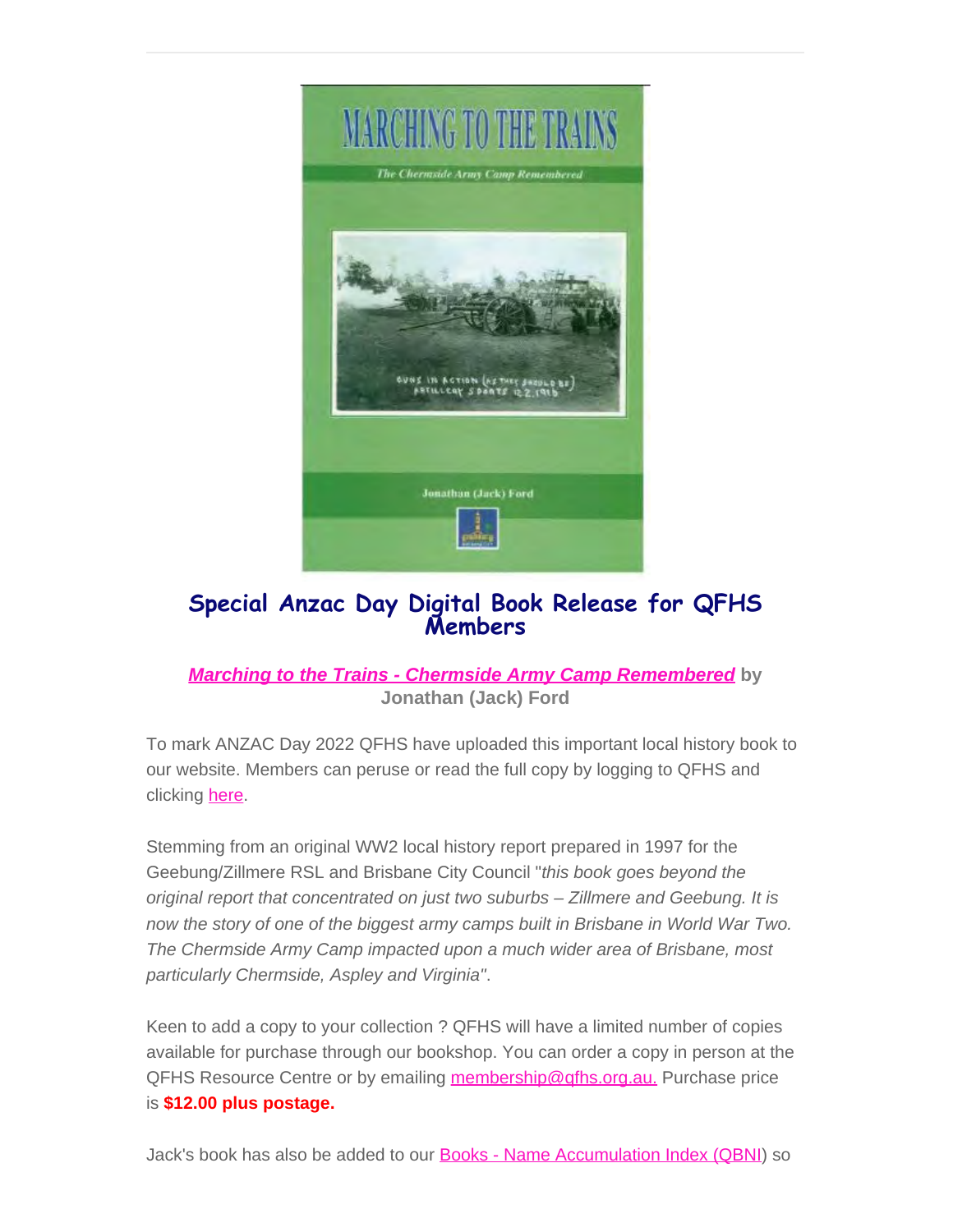## Special Anzac Day Digital Book Release for QFHS Members

***Marching to the Trains - Chermside Army Camp Remembered*** **by Jonathan (Jack) Ford**

To mark ANZAC Day 2022 QFHS have uploaded this important local history book to our website. Members can peruse or read the full copy by logging to QFHS and clicking here.

Stemming from an original WW2 local history report prepared in 1997 for the Geebung/Zillmere RSL and Brisbane City Council "*this book goes beyond the original report that concentrated on just two suburbs – Zillmere and Geebung. It is now the story of one of the biggest army camps built in Brisbane in World War Two. The Chermside Army Camp impacted upon a much wider area of Brisbane, most particularly Chermside, Aspley and Virginia*".

Keen to add a copy to your collection ? QFHS will have a limited number of copies available for purchase through our bookshop. You can order a copy in person at the QFHS Resource Centre or by emailing membership@qfhs.org.au. Purchase price is **$12.00 plus postage.**

Jack's book has also be added to our Books - Name Accumulation Index (QBNI) so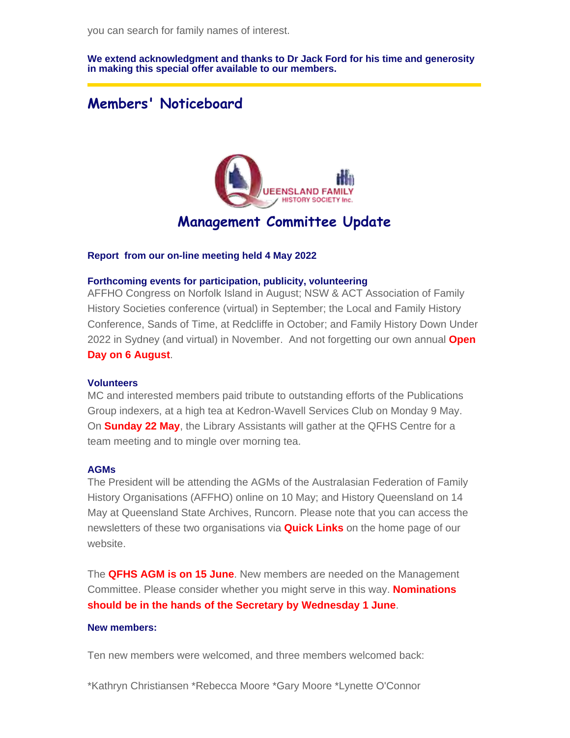you can search for family names of interest.

**We extend acknowledgment and thanks to Dr Jack Ford for his time and generosity in making this special offer available to our members.**

## Members' Noticeboard

QUEENSLAND FAMILY HISTORY SOCIETY Inc.

## Management Committee Update

**Report from our on-line meeting held 4 May 2022**

**Forthcoming events for participation, publicity, volunteering**

AFFHO Congress on Norfolk Island in August; NSW & ACT Association of Family History Societies conference (virtual) in September; the Local and Family History Conference, Sands of Time, at Redcliffe in October; and Family History Down Under 2022 in Sydney (and virtual) in November. And not forgetting our own annual **Open Day on 6 August**.

**Volunteers**

MC and interested members paid tribute to outstanding efforts of the Publications Group indexers, at a high tea at Kedron-Wavell Services Club on Monday 9 May. On **Sunday 22 May**, the Library Assistants will gather at the QFHS Centre for a team meeting and to mingle over morning tea.

**AGMs**

The President will be attending the AGMs of the Australasian Federation of Family History Organisations (AFFHO) online on 10 May; and History Queensland on 14 May at Queensland State Archives, Runcorn. Please note that you can access the newsletters of these two organisations via **Quick Links** on the home page of our website.

The **QFHS AGM is on 15 June**. New members are needed on the Management Committee. Please consider whether you might serve in this way. **Nominations should be in the hands of the Secretary by Wednesday 1 June**.

**New members:**

Ten new members were welcomed, and three members welcomed back:

*Kathryn Christiansen *Rebecca Moore *Gary Moore *Lynette O'Connor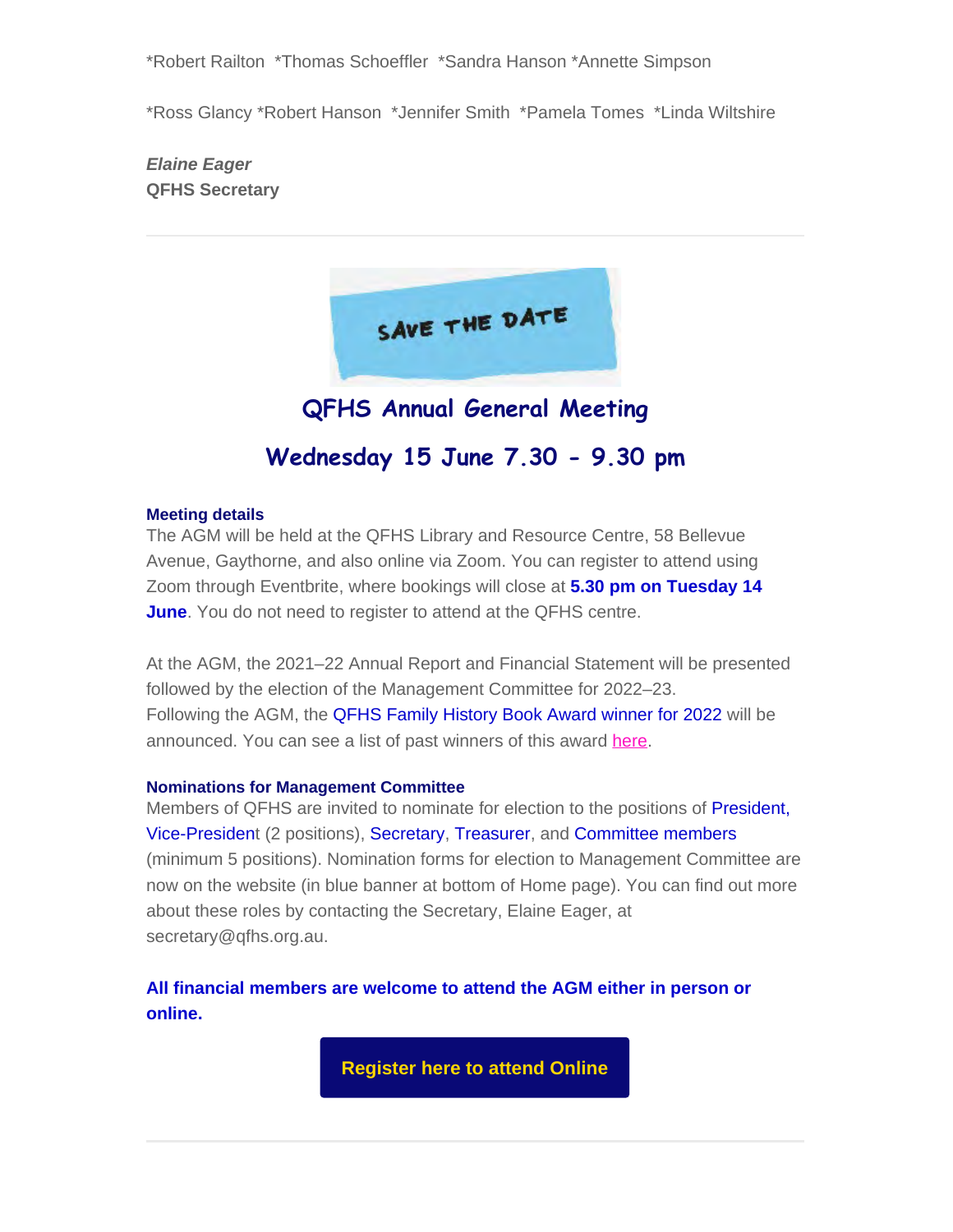*Robert Railton *Thomas Schoeffler *Sandra Hanson *Annette Simpson

*Ross Glancy *Robert Hanson *Jennifer Smith *Pamela Tomes *Linda Wiltshire

***Elaine Eager***
**QFHS Secretary**

---

SAVE THE DATE

## QFHS Annual General Meeting

## Wednesday 15 June 7.30 - 9.30 pm

**Meeting details**
The AGM will be held at the QFHS Library and Resource Centre, 58 Bellevue Avenue, Gaythorne, and also online via Zoom. You can register to attend using Zoom through Eventbrite, where bookings will close at **5.30 pm on Tuesday 14 June**. You do not need to register to attend at the QFHS centre.

At the AGM, the 2021–22 Annual Report and Financial Statement will be presented followed by the election of the Management Committee for 2022–23.
Following the AGM, the QFHS Family History Book Award winner for 2022 will be announced. You can see a list of past winners of this award here.

**Nominations for Management Committee**
Members of QFHS are invited to nominate for election to the positions of President, Vice-President (2 positions), Secretary, Treasurer, and Committee members (minimum 5 positions). Nomination forms for election to Management Committee are now on the website (in blue banner at bottom of Home page). You can find out more about these roles by contacting the Secretary, Elaine Eager, at secretary@qfhs.org.au.

**All financial members are welcome to attend the AGM either in person or online.**

**Register here to attend Online**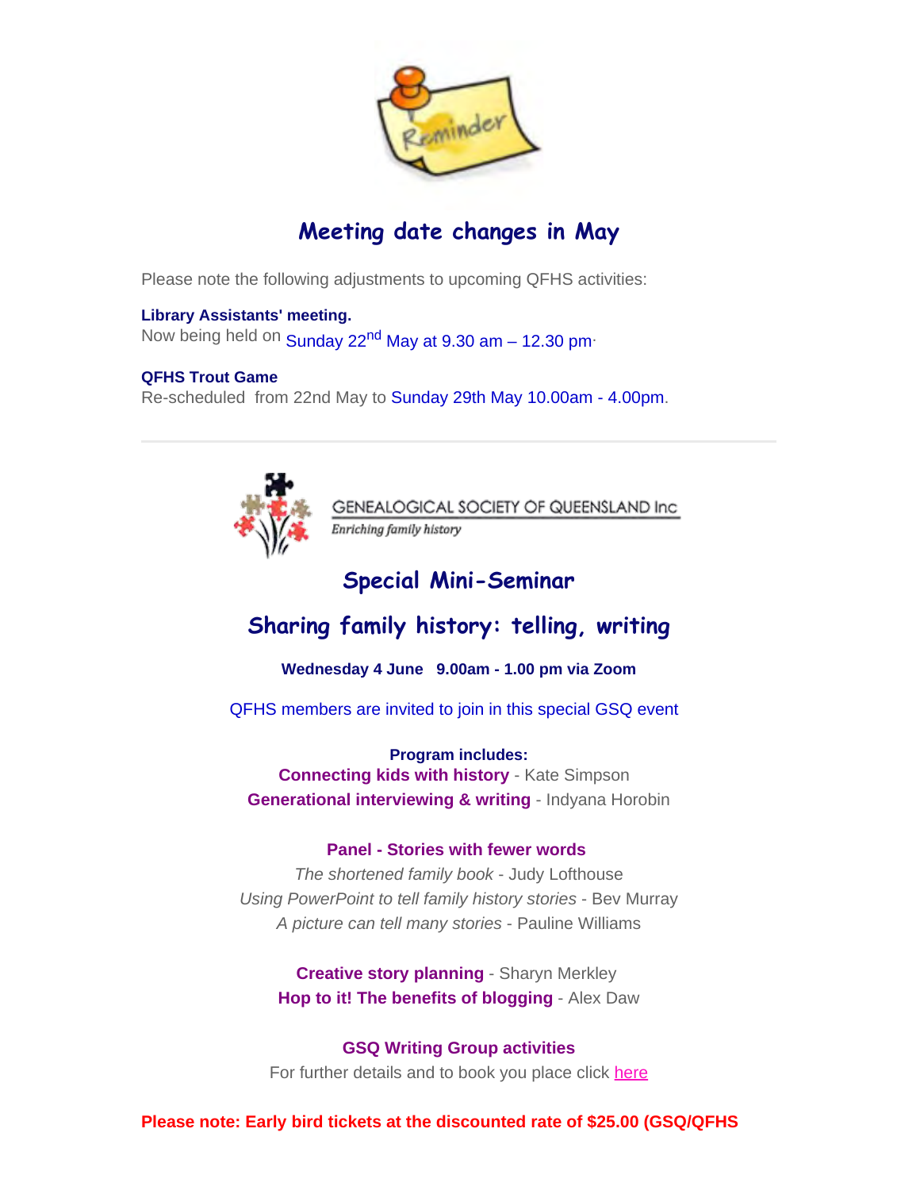## Meeting date changes in May

Please note the following adjustments to upcoming QFHS activities:

**Library Assistants' meeting.**
Now being held on Sunday 22nd May at 9.30 am – 12.30 pm.

**QFHS Trout Game**
Re-scheduled from 22nd May to Sunday 29th May 10.00am - 4.00pm.

---

GENEALOGICAL SOCIETY OF QUEENSLAND Inc
*Enriching family history*

## Special Mini-Seminar

## Sharing family history: telling, writing

**Wednesday 4 June 9.00am - 1.00 pm via Zoom**

QFHS members are invited to join in this special GSQ event

**Program includes:**
**Connecting kids with history** - Kate Simpson
**Generational interviewing & writing** - Indyana Horobin

**Panel - Stories with fewer words**
*The shortened family book* - Judy Lofthouse
*Using PowerPoint to tell family history stories* - Bev Murray
*A picture can tell many stories* - Pauline Williams

**Creative story planning** - Sharyn Merkley
**Hop to it! The benefits of blogging** - Alex Daw

**GSQ Writing Group activities**
For further details and to book you place click here

**Please note: Early bird tickets at the discounted rate of $25.00 (GSQ/QFHS**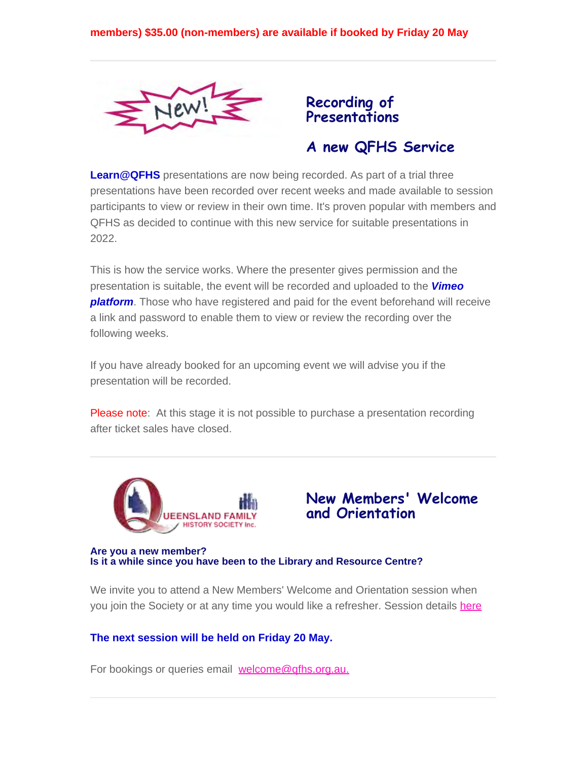**members) $35.00 (non-members) are available if booked by Friday 20 May**

---

## Recording of Presentations

## A new QFHS Service

**Learn@QFHS** presentations are now being recorded. As part of a trial three presentations have been recorded over recent weeks and made available to session participants to view or review in their own time. It's proven popular with members and QFHS as decided to continue with this new service for suitable presentations in 2022.

This is how the service works. Where the presenter gives permission and the presentation is suitable, the event will be recorded and uploaded to the ***Vimeo platform***. Those who have registered and paid for the event beforehand will receive a link and password to enable them to view or review the recording over the following weeks.

If you have already booked for an upcoming event we will advise you if the presentation will be recorded.

Please note: At this stage it is not possible to purchase a presentation recording after ticket sales have closed.

---

## New Members' Welcome and Orientation

**Are you a new member?**
**Is it a while since you have been to the Library and Resource Centre?**

We invite you to attend a New Members' Welcome and Orientation session when you join the Society or at any time you would like a refresher. Session details here

**The next session will be held on Friday 20 May.**

For bookings or queries email welcome@qfhs.org.au.

---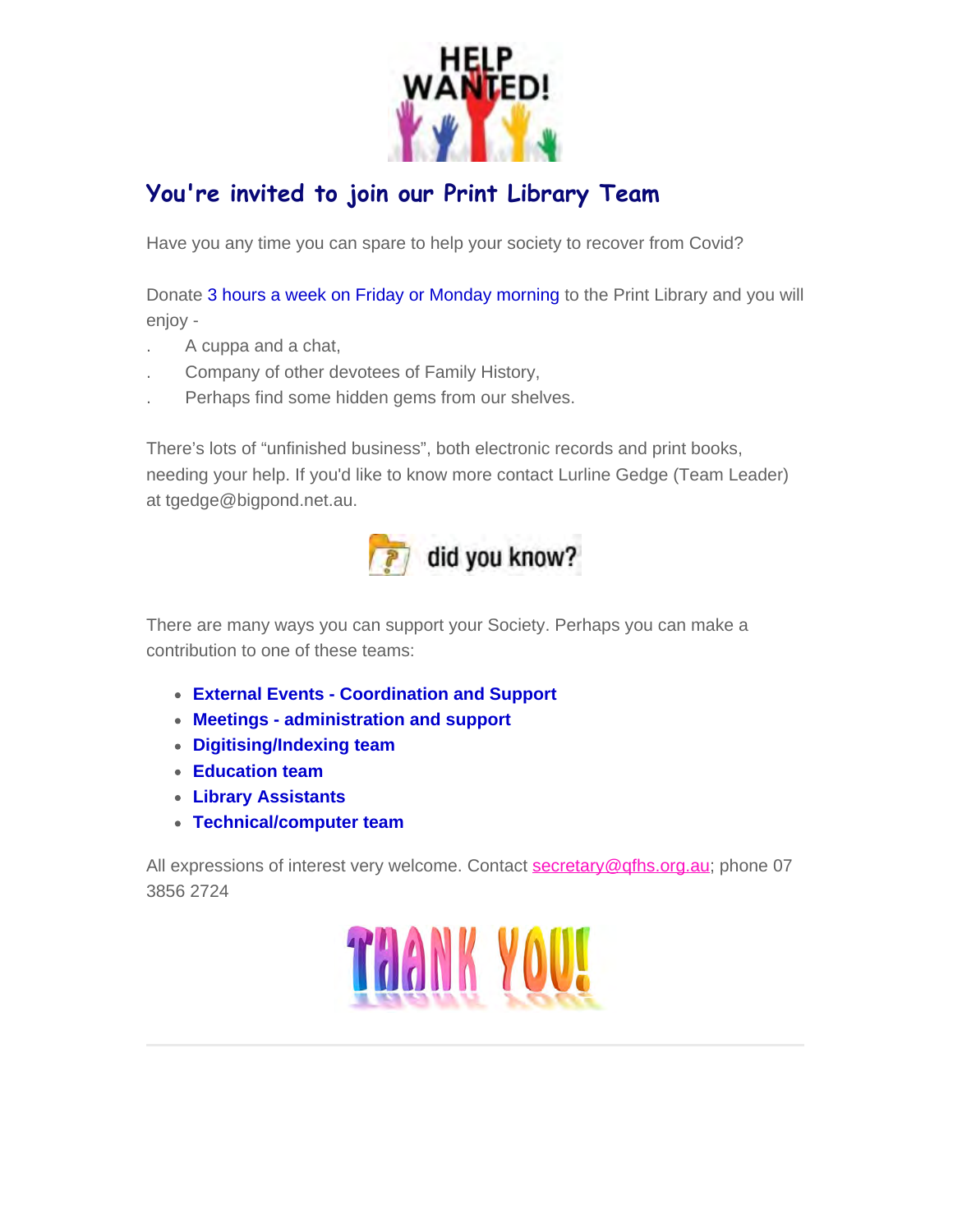HELP WANTED!

## You're invited to join our Print Library Team

Have you any time you can spare to help your society to recover from Covid?

Donate 3 hours a week on Friday or Monday morning to the Print Library and you will enjoy -

. A cuppa and a chat,

. Company of other devotees of Family History,

. Perhaps find some hidden gems from our shelves.

There's lots of "unfinished business", both electronic records and print books, needing your help. If you'd like to know more contact Lurline Gedge (Team Leader) at tgedge@bigpond.net.au.

did you know?

There are many ways you can support your Society. Perhaps you can make a contribution to one of these teams:

- **External Events - Coordination and Support**
- **Meetings - administration and support**
- **Digitising/Indexing team**
- **Education team**
- **Library Assistants**
- **Technical/computer team**

All expressions of interest very welcome. Contact secretary@qfhs.org.au; phone 07 3856 2724

THANK YOU!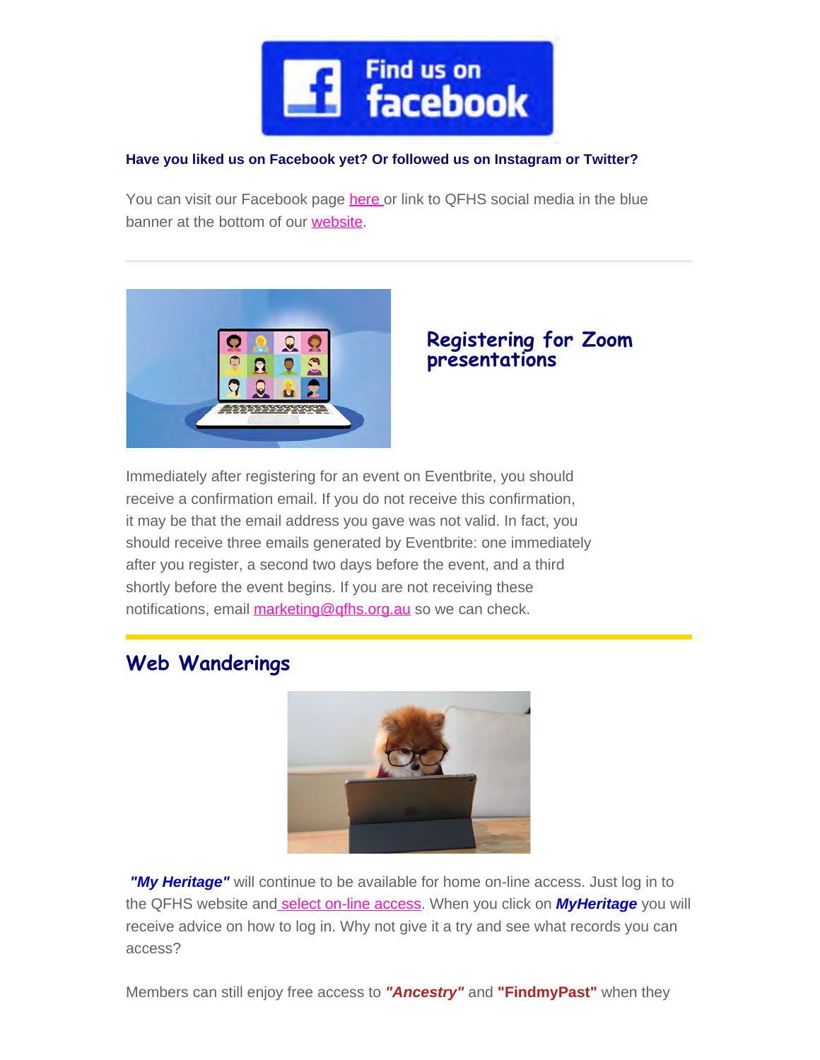**Have you liked us on Facebook yet? Or followed us on Instagram or Twitter?**

You can visit our Facebook page here or link to QFHS social media in the blue banner at the bottom of our website.

---

## Registering for Zoom presentations

Immediately after registering for an event on Eventbrite, you should receive a confirmation email. If you do not receive this confirmation, it may be that the email address you gave was not valid. In fact, you should receive three emails generated by Eventbrite: one immediately after you register, a second two days before the event, and a third shortly before the event begins. If you are not receiving these notifications, email marketing@qfhs.org.au so we can check.

---

## Web Wanderings

***"My Heritage"*** will continue to be available for home on-line access. Just log in to the QFHS website and select on-line access. When you click on ***MyHeritage*** you will receive advice on how to log in. Why not give it a try and see what records you can access?

Members can still enjoy free access to ***"Ancestry"*** and **"FindmyPast"** when they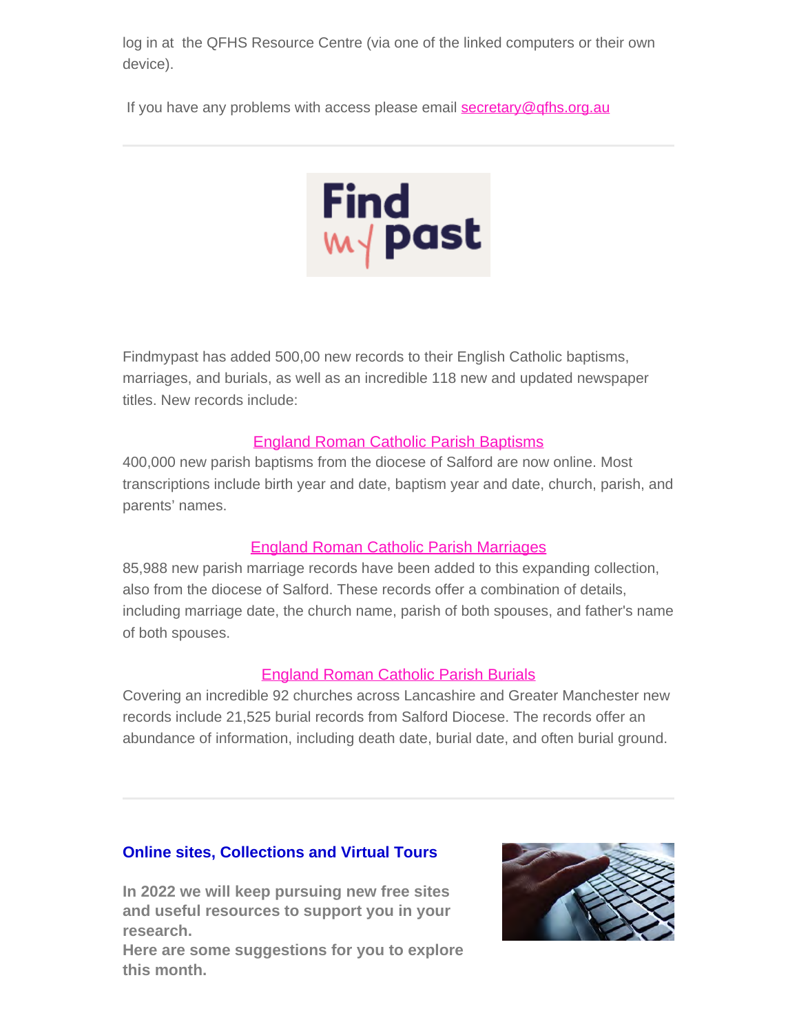log in at the QFHS Resource Centre (via one of the linked computers or their own device).

If you have any problems with access please email secretary@qfhs.org.au

---

Findmypast has added 500,00 new records to their English Catholic baptisms, marriages, and burials, as well as an incredible 118 new and updated newspaper titles. New records include:

**England Roman Catholic Parish Baptisms**

400,000 new parish baptisms from the diocese of Salford are now online. Most transcriptions include birth year and date, baptism year and date, church, parish, and parents' names.

**England Roman Catholic Parish Marriages**

85,988 new parish marriage records have been added to this expanding collection, also from the diocese of Salford. These records offer a combination of details, including marriage date, the church name, parish of both spouses, and father's name of both spouses.

**England Roman Catholic Parish Burials**

Covering an incredible 92 churches across Lancashire and Greater Manchester new records include 21,525 burial records from Salford Diocese. The records offer an abundance of information, including death date, burial date, and often burial ground.

---

## Online sites, Collections and Virtual Tours

**In 2022 we will keep pursuing new free sites and useful resources to support you in your research.**
**Here are some suggestions for you to explore this month.**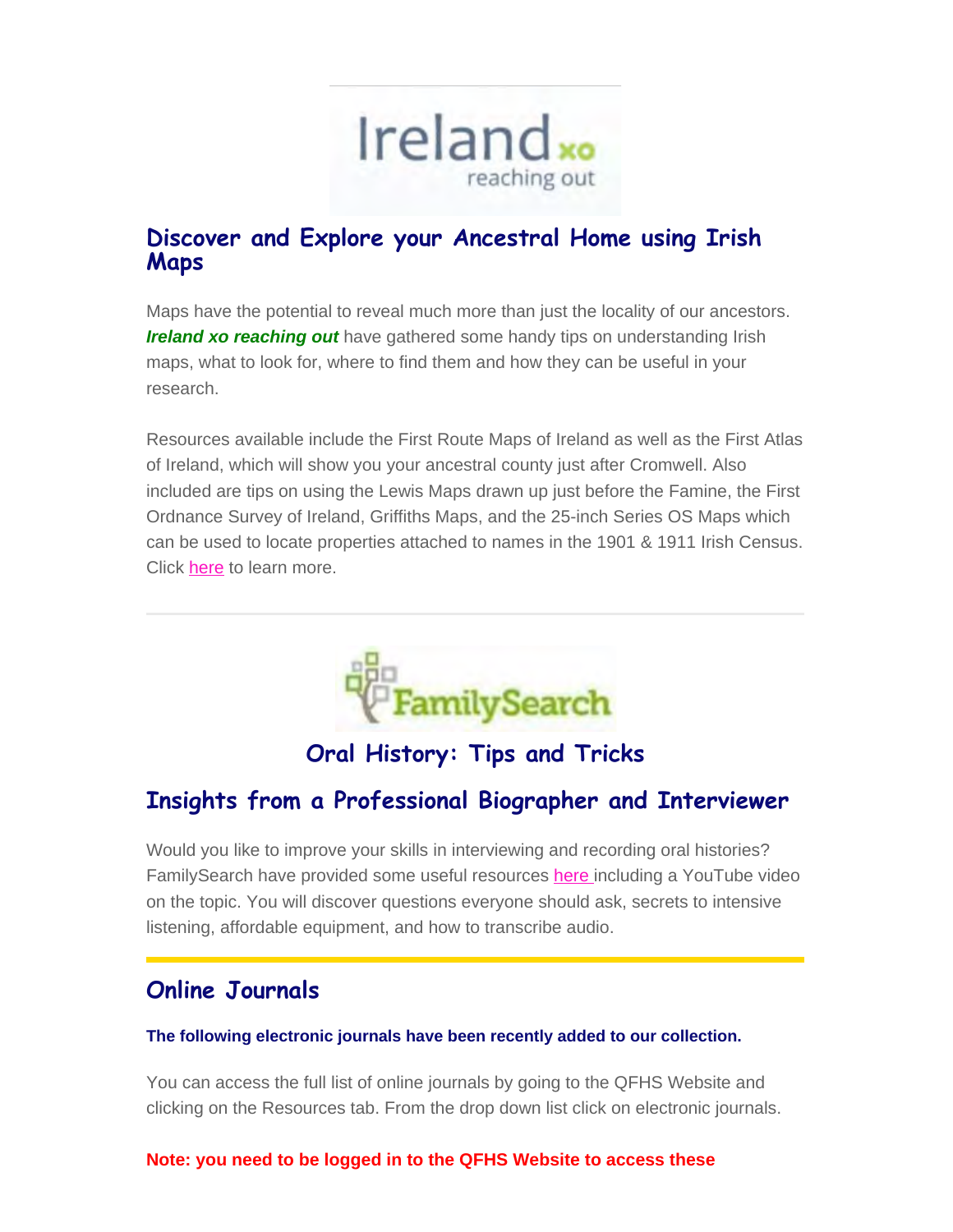## Discover and Explore your Ancestral Home using Irish Maps

Maps have the potential to reveal much more than just the locality of our ancestors. ***Ireland xo reaching out*** have gathered some handy tips on understanding Irish maps, what to look for, where to find them and how they can be useful in your research.

Resources available include the First Route Maps of Ireland as well as the First Atlas of Ireland, which will show you your ancestral county just after Cromwell. Also included are tips on using the Lewis Maps drawn up just before the Famine, the First Ordnance Survey of Ireland, Griffiths Maps, and the 25-inch Series OS Maps which can be used to locate properties attached to names in the 1901 & 1911 Irish Census. Click here to learn more.

---

## Oral History: Tips and Tricks

## Insights from a Professional Biographer and Interviewer

Would you like to improve your skills in interviewing and recording oral histories? FamilySearch have provided some useful resources here including a YouTube video on the topic. You will discover questions everyone should ask, secrets to intensive listening, affordable equipment, and how to transcribe audio.

---

## Online Journals

**The following electronic journals have been recently added to our collection.**

You can access the full list of online journals by going to the QFHS Website and clicking on the Resources tab. From the drop down list click on electronic journals.

**Note: you need to be logged in to the QFHS Website to access these**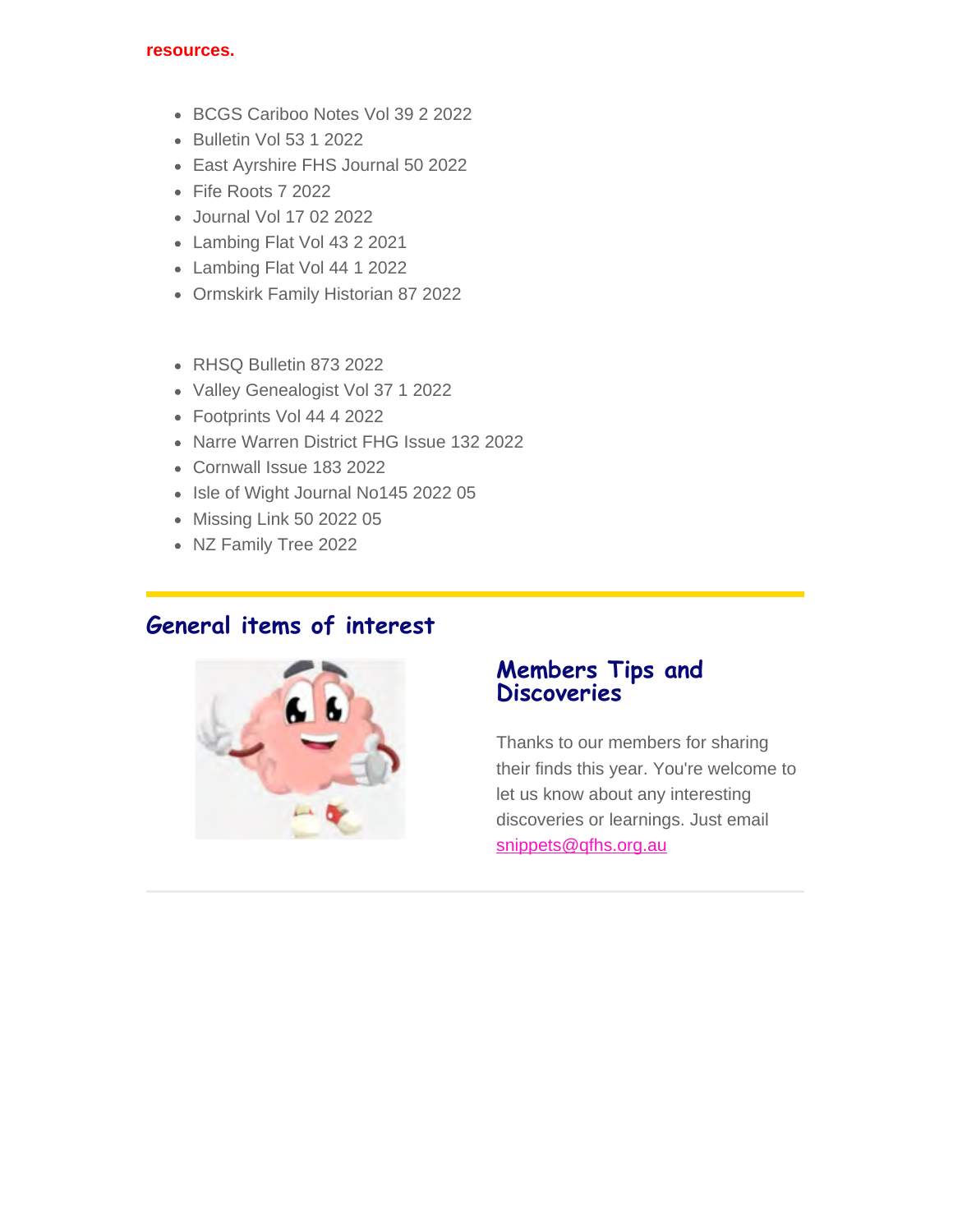**resources.**

- BCGS Cariboo Notes Vol 39 2 2022
- Bulletin Vol 53 1 2022
- East Ayrshire FHS Journal 50 2022
- Fife Roots 7 2022
- Journal Vol 17 02 2022
- Lambing Flat Vol 43 2 2021
- Lambing Flat Vol 44 1 2022
- Ormskirk Family Historian 87 2022

- RHSQ Bulletin 873 2022
- Valley Genealogist Vol 37 1 2022
- Footprints Vol 44 4 2022
- Narre Warren District FHG Issue 132 2022
- Cornwall Issue 183 2022
- Isle of Wight Journal No145 2022 05
- Missing Link 50 2022 05
- NZ Family Tree 2022

## General items of interest

### Members Tips and Discoveries

Thanks to our members for sharing their finds this year. You're welcome to let us know about any interesting discoveries or learnings. Just email snippets@qfhs.org.au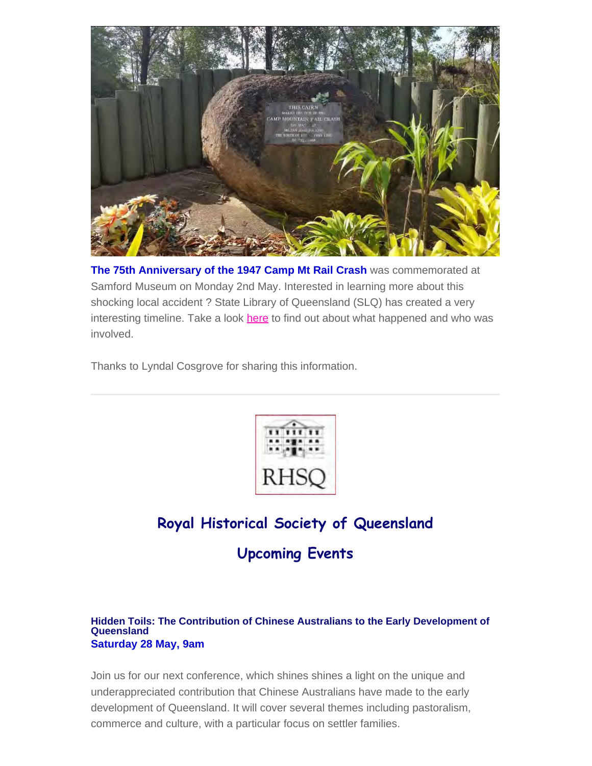**The 75th Anniversary of the 1947 Camp Mt Rail Crash** was commemorated at Samford Museum on Monday 2nd May. Interested in learning more about this shocking local accident ? State Library of Queensland (SLQ) has created a very interesting timeline. Take a look here to find out about what happened and who was involved.

Thanks to Lyndal Cosgrove for sharing this information.

---

RHSQ

## Royal Historical Society of Queensland

## Upcoming Events

### Hidden Toils: The Contribution of Chinese Australians to the Early Development of Queensland

**Saturday 28 May, 9am**

Join us for our next conference, which shines shines a light on the unique and underappreciated contribution that Chinese Australians have made to the early development of Queensland. It will cover several themes including pastoralism, commerce and culture, with a particular focus on settler families.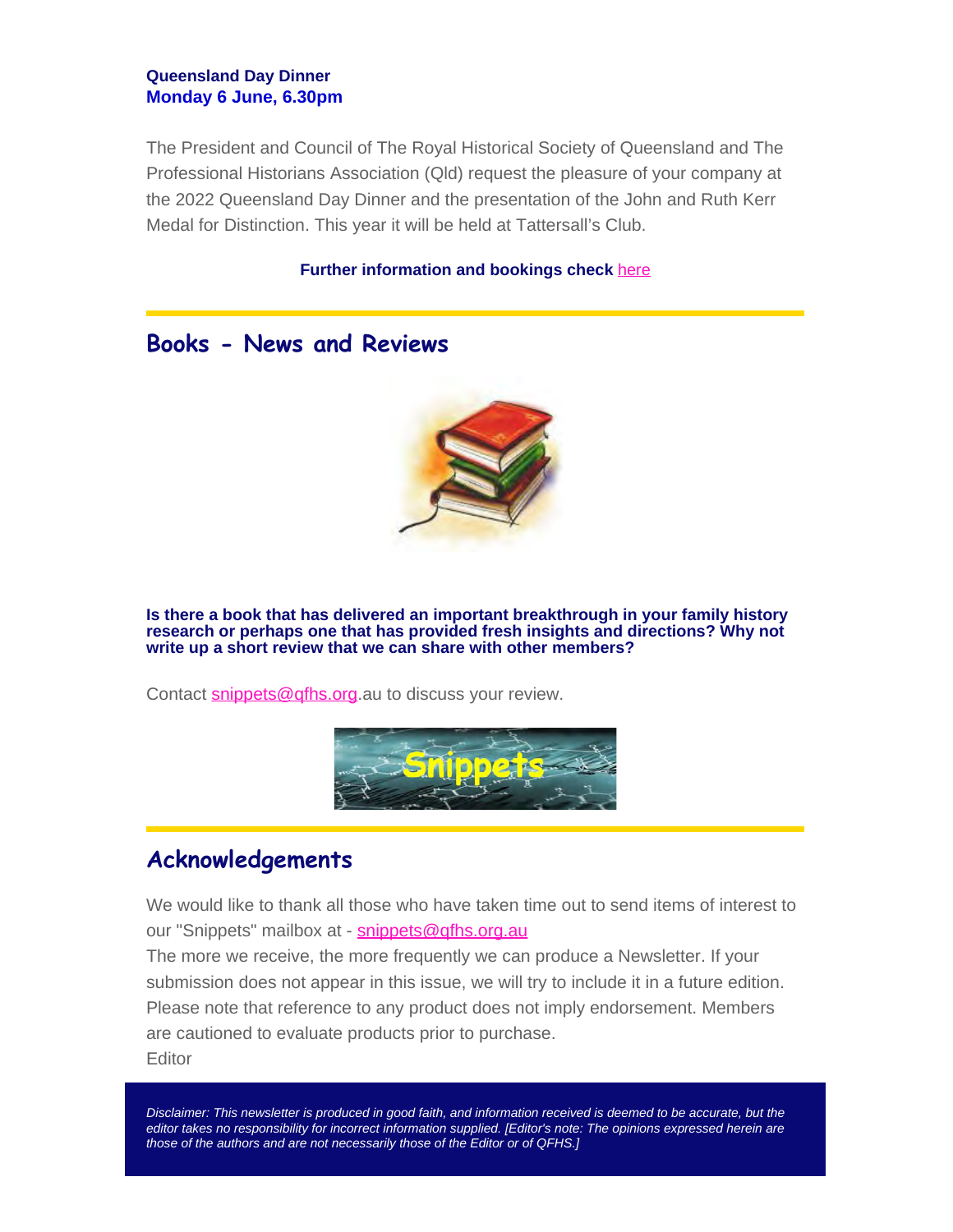**Queensland Day Dinner**
**Monday 6 June, 6.30pm**

The President and Council of The Royal Historical Society of Queensland and The Professional Historians Association (Qld) request the pleasure of your company at the 2022 Queensland Day Dinner and the presentation of the John and Ruth Kerr Medal for Distinction. This year it will be held at Tattersall's Club.

**Further information and bookings check** here

## Books - News and Reviews

**Is there a book that has delivered an important breakthrough in your family history research or perhaps one that has provided fresh insights and directions? Why not write up a short review that we can share with other members?**

Contact snippets@qfhs.org.au to discuss your review.

## Acknowledgements

We would like to thank all those who have taken time out to send items of interest to our "Snippets" mailbox at - snippets@qfhs.org.au
The more we receive, the more frequently we can produce a Newsletter. If your submission does not appear in this issue, we will try to include it in a future edition. Please note that reference to any product does not imply endorsement. Members are cautioned to evaluate products prior to purchase.
Editor

*Disclaimer: This newsletter is produced in good faith, and information received is deemed to be accurate, but the editor takes no responsibility for incorrect information supplied. [Editor's note: The opinions expressed herein are those of the authors and are not necessarily those of the Editor or of QFHS.]*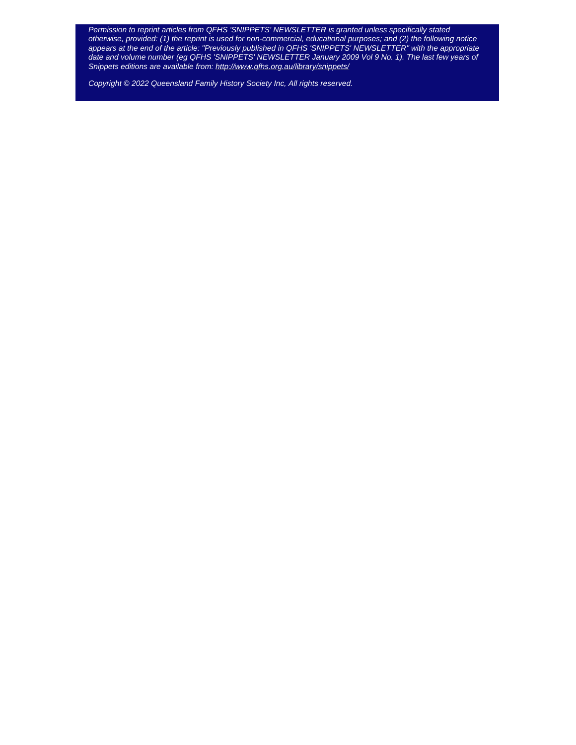*Permission to reprint articles from QFHS 'SNIPPETS' NEWSLETTER is granted unless specifically stated otherwise, provided: (1) the reprint is used for non-commercial, educational purposes; and (2) the following notice appears at the end of the article: "Previously published in QFHS 'SNIPPETS' NEWSLETTER" with the appropriate date and volume number (eg QFHS 'SNIPPETS' NEWSLETTER January 2009 Vol 9 No. 1). The last few years of Snippets editions are available from: [http://www.qfhs.org.au/library/snippets/](http://www.qfhs.org.au/library/snippets/)*

*Copyright © 2022 Queensland Family History Society Inc, All rights reserved.*